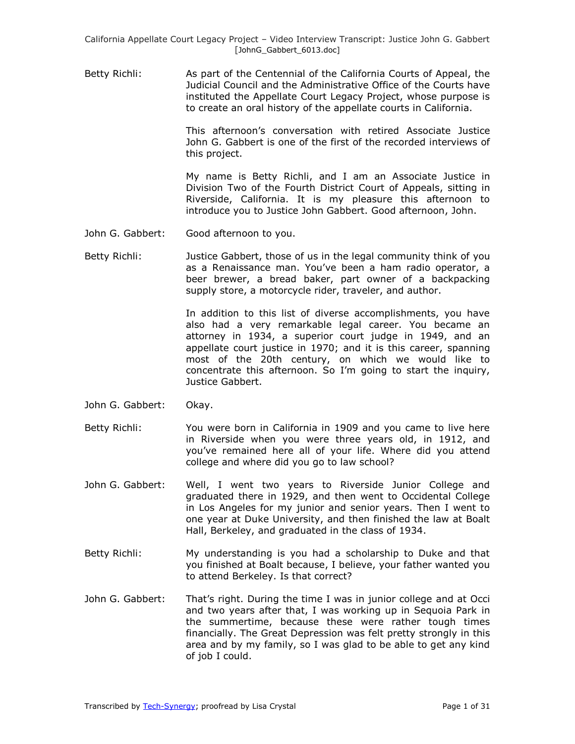Betty Richli: As part of the Centennial of the California Courts of Appeal, the Judicial Council and the Administrative Office of the Courts have instituted the Appellate Court Legacy Project, whose purpose is to create an oral history of the appellate courts in California.

This afternoon's conversation with retired Associate Justice John G. Gabbert is one of the first of the recorded interviews of this project.

My name is Betty Richli, and I am an Associate Justice in Division Two of the Fourth District Court of Appeals, sitting in Riverside, California. It is my pleasure this afternoon to introduce you to Justice John Gabbert. Good afternoon, John.

John G. Gabbert: Good afternoon to you.

Betty Richli: Justice Gabbert, those of us in the legal community think of you as a Renaissance man. You've been a ham radio operator, a beer brewer, a bread baker, part owner of a backpacking supply store, a motorcycle rider, traveler, and author.

In addition to this list of diverse accomplishments, you have also had a very remarkable legal career. You became an attorney in 1934, a superior court judge in 1949, and an appellate court justice in 1970; and it is this career, spanning most of the 20th century, on which we would like to concentrate this afternoon. So I'm going to start the inquiry, Justice Gabbert.

John G. Gabbert: Okay.

Betty Richli: You were born in California in 1909 and you came to live here in Riverside when you were three years old, in 1912, and you've remained here all of your life. Where did you attend college and where did you go to law school?

John G. Gabbert: Well, I went two years to Riverside Junior College and graduated there in 1929, and then went to Occidental College in Los Angeles for my junior and senior years. Then I went to one year at Duke University, and then finished the law at Boalt Hall, Berkeley, and graduated in the class of 1934.

Betty Richli: My understanding is you had a scholarship to Duke and that you finished at Boalt because, I believe, your father wanted you to attend Berkeley. Is that correct?

John G. Gabbert: That's right. During the time I was in junior college and at Occi and two years after that, I was working up in Sequoia Park in the summertime, because these were rather tough times financially. The Great Depression was felt pretty strongly in this area and by my family, so I was glad to be able to get any kind of job I could.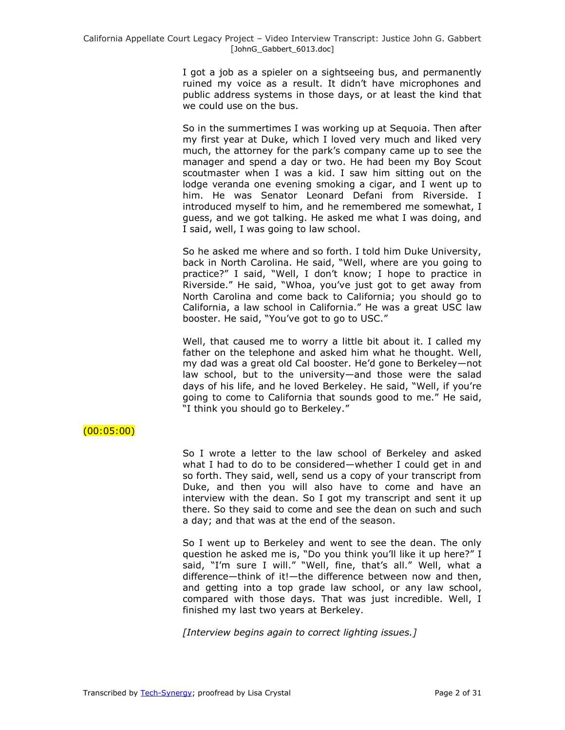I got a job as a spieler on a sightseeing bus, and permanently ruined my voice as a result. It didn't have microphones and public address systems in those days, or at least the kind that we could use on the bus.

So in the summertimes I was working up at Sequoia. Then after my first year at Duke, which I loved very much and liked very much, the attorney for the park's company came up to see the manager and spend a day or two. He had been my Boy Scout scoutmaster when I was a kid. I saw him sitting out on the lodge veranda one evening smoking a cigar, and I went up to him. He was Senator Leonard Defani from Riverside. I introduced myself to him, and he remembered me somewhat, I guess, and we got talking. He asked me what I was doing, and I said, well, I was going to law school.

So he asked me where and so forth. I told him Duke University, back in North Carolina. He said, "Well, where are you going to practice?" I said, "Well, I don't know; I hope to practice in Riverside." He said, "Whoa, you've just got to get away from North Carolina and come back to California; you should go to California, a law school in California." He was a great USC law booster. He said, "You've got to go to USC."

Well, that caused me to worry a little bit about it. I called my father on the telephone and asked him what he thought. Well, my dad was a great old Cal booster. He'd gone to Berkeley—not law school, but to the university—and those were the salad days of his life, and he loved Berkeley. He said, "Well, if you're going to come to California that sounds good to me." He said, "I think you should go to Berkeley."

(00:05:00)

So I wrote a letter to the law school of Berkeley and asked what I had to do to be considered—whether I could get in and so forth. They said, well, send us a copy of your transcript from Duke, and then you will also have to come and have an interview with the dean. So I got my transcript and sent it up there. So they said to come and see the dean on such and such a day; and that was at the end of the season.

So I went up to Berkeley and went to see the dean. The only question he asked me is, "Do you think you'll like it up here?" I said, "I'm sure I will." "Well, fine, that's all." Well, what a difference—think of it!—the difference between now and then, and getting into a top grade law school, or any law school, compared with those days. That was just incredible. Well, I finished my last two years at Berkeley.

*[Interview begins again to correct lighting issues.]*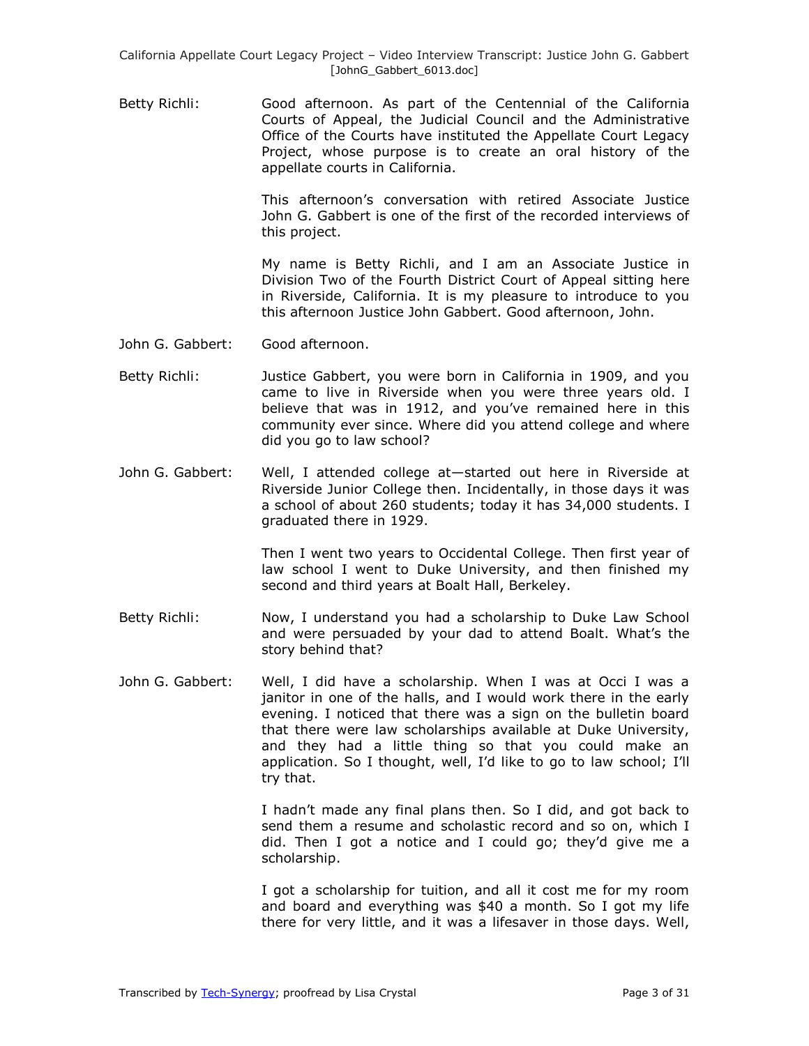Betty Richli: Good afternoon. As part of the Centennial of the California Courts of Appeal, the Judicial Council and the Administrative Office of the Courts have instituted the Appellate Court Legacy Project, whose purpose is to create an oral history of the appellate courts in California.

This afternoon's conversation with retired Associate Justice John G. Gabbert is one of the first of the recorded interviews of this project.

My name is Betty Richli, and I am an Associate Justice in Division Two of the Fourth District Court of Appeal sitting here in Riverside, California. It is my pleasure to introduce to you this afternoon Justice John Gabbert. Good afternoon, John.

John G. Gabbert: Good afternoon.

Betty Richli: Justice Gabbert, you were born in California in 1909, and you came to live in Riverside when you were three years old. I believe that was in 1912, and you've remained here in this community ever since. Where did you attend college and where did you go to law school?

John G. Gabbert: Well, I attended college at—started out here in Riverside at Riverside Junior College then. Incidentally, in those days it was a school of about 260 students; today it has 34,000 students. I graduated there in 1929.

Then I went two years to Occidental College. Then first year of law school I went to Duke University, and then finished my second and third years at Boalt Hall, Berkeley.

Betty Richli: Now, I understand you had a scholarship to Duke Law School and were persuaded by your dad to attend Boalt. What's the story behind that?

John G. Gabbert: Well, I did have a scholarship. When I was at Occi I was a janitor in one of the halls, and I would work there in the early evening. I noticed that there was a sign on the bulletin board that there were law scholarships available at Duke University, and they had a little thing so that you could make an application. So I thought, well, I'd like to go to law school; I'll try that.

I hadn't made any final plans then. So I did, and got back to send them a resume and scholastic record and so on, which I did. Then I got a notice and I could go; they'd give me a scholarship.

I got a scholarship for tuition, and all it cost me for my room and board and everything was $40 a month. So I got my life there for very little, and it was a lifesaver in those days. Well,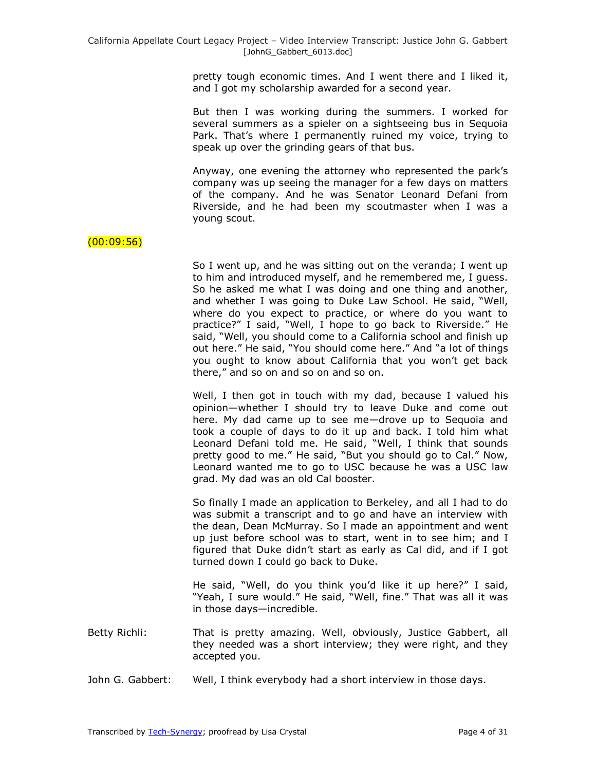pretty tough economic times. And I went there and I liked it, and I got my scholarship awarded for a second year.

But then I was working during the summers. I worked for several summers as a spieler on a sightseeing bus in Sequoia Park. That's where I permanently ruined my voice, trying to speak up over the grinding gears of that bus.

Anyway, one evening the attorney who represented the park's company was up seeing the manager for a few days on matters of the company. And he was Senator Leonard Defani from Riverside, and he had been my scoutmaster when I was a young scout.

(00:09:56)

So I went up, and he was sitting out on the veranda; I went up to him and introduced myself, and he remembered me, I guess. So he asked me what I was doing and one thing and another, and whether I was going to Duke Law School. He said, "Well, where do you expect to practice, or where do you want to practice?" I said, "Well, I hope to go back to Riverside." He said, "Well, you should come to a California school and finish up out here." He said, "You should come here." And "a lot of things you ought to know about California that you won't get back there," and so on and so on and so on.

Well, I then got in touch with my dad, because I valued his opinion—whether I should try to leave Duke and come out here. My dad came up to see me—drove up to Sequoia and took a couple of days to do it up and back. I told him what Leonard Defani told me. He said, "Well, I think that sounds pretty good to me." He said, "But you should go to Cal." Now, Leonard wanted me to go to USC because he was a USC law grad. My dad was an old Cal booster.

So finally I made an application to Berkeley, and all I had to do was submit a transcript and to go and have an interview with the dean, Dean McMurray. So I made an appointment and went up just before school was to start, went in to see him; and I figured that Duke didn't start as early as Cal did, and if I got turned down I could go back to Duke.

He said, "Well, do you think you'd like it up here?" I said, "Yeah, I sure would." He said, "Well, fine." That was all it was in those days—incredible.

Betty Richli: That is pretty amazing. Well, obviously, Justice Gabbert, all they needed was a short interview; they were right, and they accepted you.

John G. Gabbert: Well, I think everybody had a short interview in those days.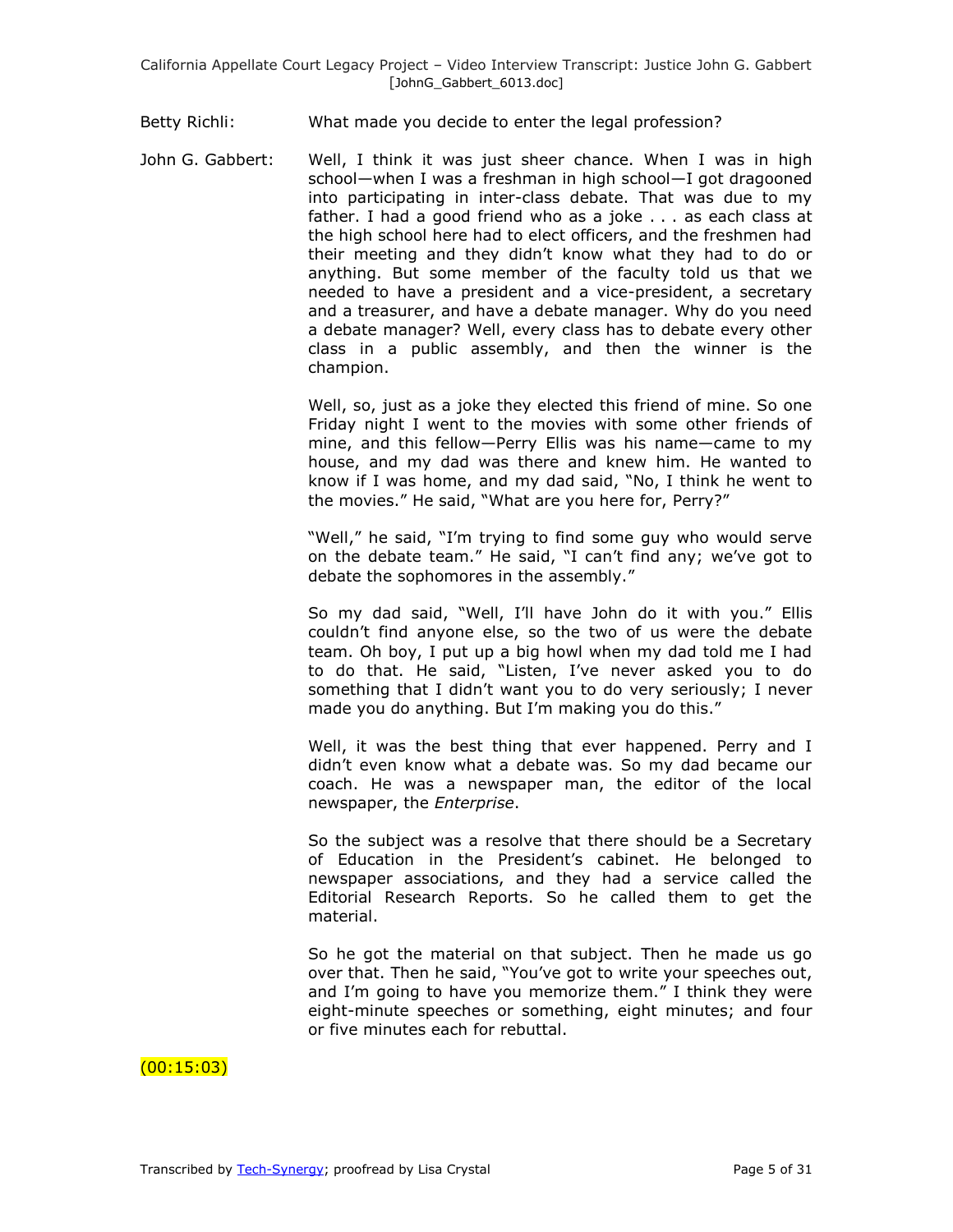Betty Richli: What made you decide to enter the legal profession?

John G. Gabbert: Well, I think it was just sheer chance. When I was in high school—when I was a freshman in high school—I got dragooned into participating in inter-class debate. That was due to my father. I had a good friend who as a joke . . . as each class at the high school here had to elect officers, and the freshmen had their meeting and they didn't know what they had to do or anything. But some member of the faculty told us that we needed to have a president and a vice-president, a secretary and a treasurer, and have a debate manager. Why do you need a debate manager? Well, every class has to debate every other class in a public assembly, and then the winner is the champion.

Well, so, just as a joke they elected this friend of mine. So one Friday night I went to the movies with some other friends of mine, and this fellow—Perry Ellis was his name—came to my house, and my dad was there and knew him. He wanted to know if I was home, and my dad said, "No, I think he went to the movies." He said, "What are you here for, Perry?"

"Well," he said, "I'm trying to find some guy who would serve on the debate team." He said, "I can't find any; we've got to debate the sophomores in the assembly."

So my dad said, "Well, I'll have John do it with you." Ellis couldn't find anyone else, so the two of us were the debate team. Oh boy, I put up a big howl when my dad told me I had to do that. He said, "Listen, I've never asked you to do something that I didn't want you to do very seriously; I never made you do anything. But I'm making you do this."

Well, it was the best thing that ever happened. Perry and I didn't even know what a debate was. So my dad became our coach. He was a newspaper man, the editor of the local newspaper, the *Enterprise*.

So the subject was a resolve that there should be a Secretary of Education in the President's cabinet. He belonged to newspaper associations, and they had a service called the Editorial Research Reports. So he called them to get the material.

So he got the material on that subject. Then he made us go over that. Then he said, "You've got to write your speeches out, and I'm going to have you memorize them." I think they were eight-minute speeches or something, eight minutes; and four or five minutes each for rebuttal.

(00:15:03)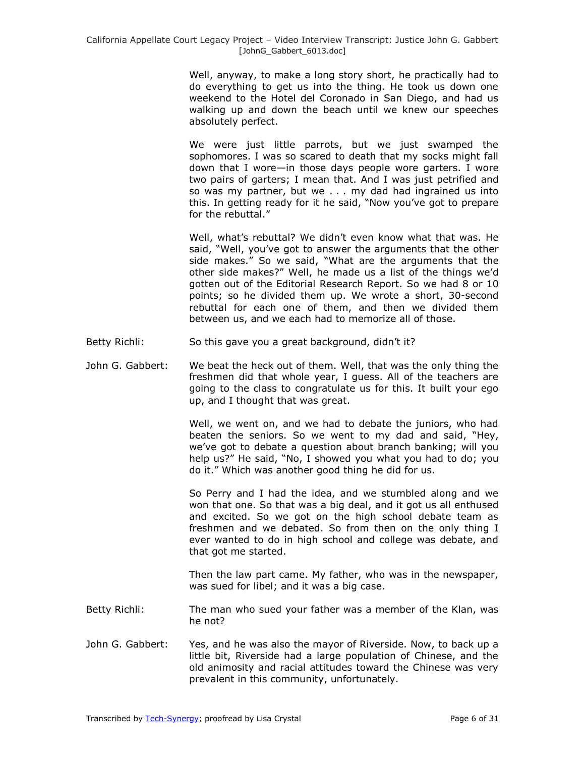Well, anyway, to make a long story short, he practically had to do everything to get us into the thing. He took us down one weekend to the Hotel del Coronado in San Diego, and had us walking up and down the beach until we knew our speeches absolutely perfect.

We were just little parrots, but we just swamped the sophomores. I was so scared to death that my socks might fall down that I wore—in those days people wore garters. I wore two pairs of garters; I mean that. And I was just petrified and so was my partner, but we . . . my dad had ingrained us into this. In getting ready for it he said, "Now you've got to prepare for the rebuttal."

Well, what's rebuttal? We didn't even know what that was. He said, "Well, you've got to answer the arguments that the other side makes." So we said, "What are the arguments that the other side makes?" Well, he made us a list of the things we'd gotten out of the Editorial Research Report. So we had 8 or 10 points; so he divided them up. We wrote a short, 30-second rebuttal for each one of them, and then we divided them between us, and we each had to memorize all of those.

Betty Richli: So this gave you a great background, didn't it?

John G. Gabbert: We beat the heck out of them. Well, that was the only thing the freshmen did that whole year, I guess. All of the teachers are going to the class to congratulate us for this. It built your ego up, and I thought that was great.

Well, we went on, and we had to debate the juniors, who had beaten the seniors. So we went to my dad and said, "Hey, we've got to debate a question about branch banking; will you help us?" He said, "No, I showed you what you had to do; you do it." Which was another good thing he did for us.

So Perry and I had the idea, and we stumbled along and we won that one. So that was a big deal, and it got us all enthused and excited. So we got on the high school debate team as freshmen and we debated. So from then on the only thing I ever wanted to do in high school and college was debate, and that got me started.

Then the law part came. My father, who was in the newspaper, was sued for libel; and it was a big case.

Betty Richli: The man who sued your father was a member of the Klan, was he not?

John G. Gabbert: Yes, and he was also the mayor of Riverside. Now, to back up a little bit, Riverside had a large population of Chinese, and the old animosity and racial attitudes toward the Chinese was very prevalent in this community, unfortunately.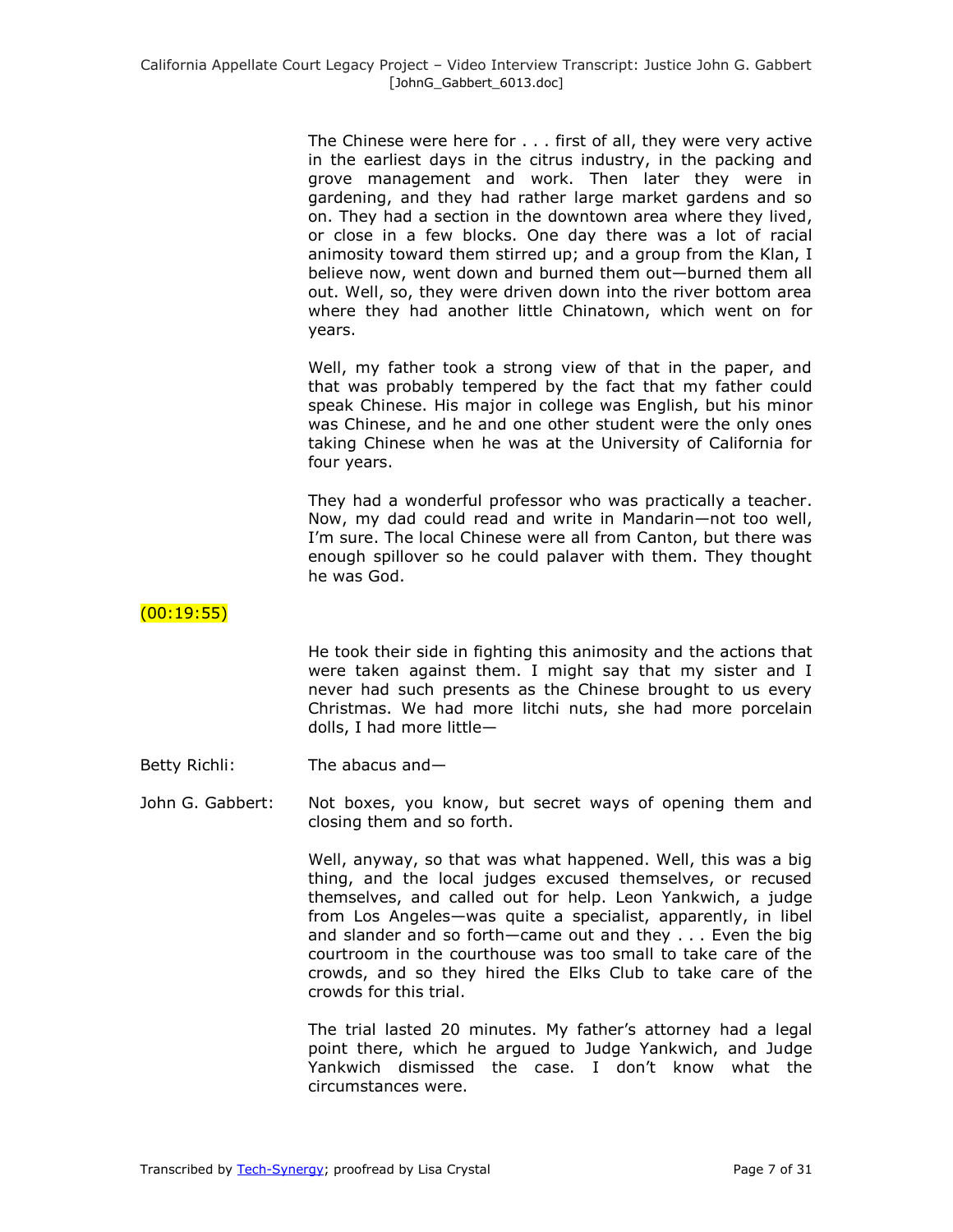The Chinese were here for . . . first of all, they were very active in the earliest days in the citrus industry, in the packing and grove management and work. Then later they were in gardening, and they had rather large market gardens and so on. They had a section in the downtown area where they lived, or close in a few blocks. One day there was a lot of racial animosity toward them stirred up; and a group from the Klan, I believe now, went down and burned them out—burned them all out. Well, so, they were driven down into the river bottom area where they had another little Chinatown, which went on for years.

Well, my father took a strong view of that in the paper, and that was probably tempered by the fact that my father could speak Chinese. His major in college was English, but his minor was Chinese, and he and one other student were the only ones taking Chinese when he was at the University of California for four years.

They had a wonderful professor who was practically a teacher. Now, my dad could read and write in Mandarin—not too well, I'm sure. The local Chinese were all from Canton, but there was enough spillover so he could palaver with them. They thought he was God.

(00:19:55)

He took their side in fighting this animosity and the actions that were taken against them. I might say that my sister and I never had such presents as the Chinese brought to us every Christmas. We had more litchi nuts, she had more porcelain dolls, I had more little—

Betty Richli: The abacus and—

John G. Gabbert: Not boxes, you know, but secret ways of opening them and closing them and so forth.

Well, anyway, so that was what happened. Well, this was a big thing, and the local judges excused themselves, or recused themselves, and called out for help. Leon Yankwich, a judge from Los Angeles—was quite a specialist, apparently, in libel and slander and so forth—came out and they . . . Even the big courtroom in the courthouse was too small to take care of the crowds, and so they hired the Elks Club to take care of the crowds for this trial.

The trial lasted 20 minutes. My father's attorney had a legal point there, which he argued to Judge Yankwich, and Judge Yankwich dismissed the case. I don't know what the circumstances were.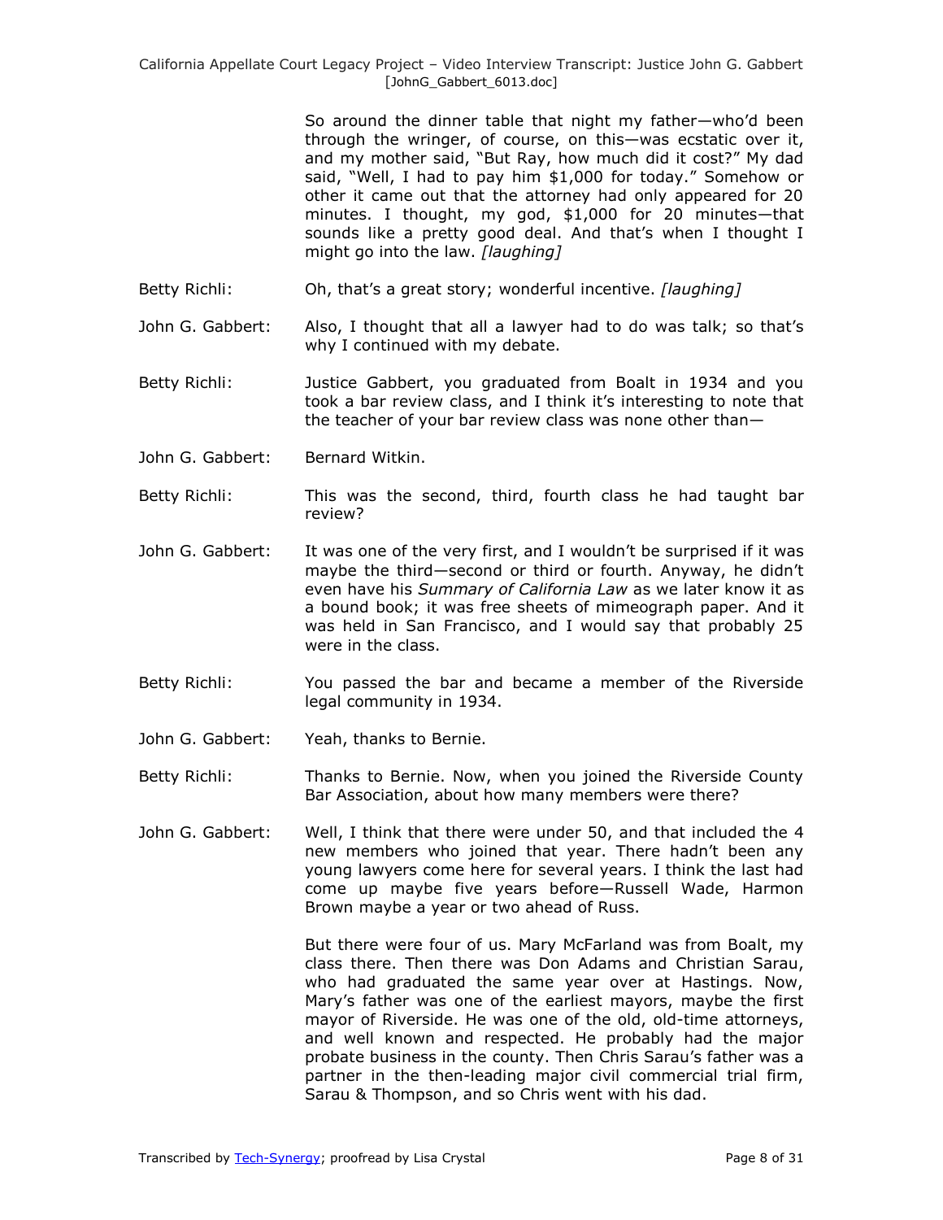So around the dinner table that night my father—who'd been through the wringer, of course, on this—was ecstatic over it, and my mother said, "But Ray, how much did it cost?" My dad said, "Well, I had to pay him $1,000 for today." Somehow or other it came out that the attorney had only appeared for 20 minutes. I thought, my god, $1,000 for 20 minutes—that sounds like a pretty good deal. And that's when I thought I might go into the law. *[laughing]*

Betty Richli: Oh, that's a great story; wonderful incentive. *[laughing]*

John G. Gabbert: Also, I thought that all a lawyer had to do was talk; so that's why I continued with my debate.

Betty Richli: Justice Gabbert, you graduated from Boalt in 1934 and you took a bar review class, and I think it's interesting to note that the teacher of your bar review class was none other than—

John G. Gabbert: Bernard Witkin.

Betty Richli: This was the second, third, fourth class he had taught bar review?

John G. Gabbert: It was one of the very first, and I wouldn't be surprised if it was maybe the third—second or third or fourth. Anyway, he didn't even have his *Summary of California Law* as we later know it as a bound book; it was free sheets of mimeograph paper. And it was held in San Francisco, and I would say that probably 25 were in the class.

Betty Richli: You passed the bar and became a member of the Riverside legal community in 1934.

John G. Gabbert: Yeah, thanks to Bernie.

Betty Richli: Thanks to Bernie. Now, when you joined the Riverside County Bar Association, about how many members were there?

John G. Gabbert: Well, I think that there were under 50, and that included the 4 new members who joined that year. There hadn't been any young lawyers come here for several years. I think the last had come up maybe five years before—Russell Wade, Harmon Brown maybe a year or two ahead of Russ.

But there were four of us. Mary McFarland was from Boalt, my class there. Then there was Don Adams and Christian Sarau, who had graduated the same year over at Hastings. Now, Mary's father was one of the earliest mayors, maybe the first mayor of Riverside. He was one of the old, old-time attorneys, and well known and respected. He probably had the major probate business in the county. Then Chris Sarau's father was a partner in the then-leading major civil commercial trial firm, Sarau & Thompson, and so Chris went with his dad.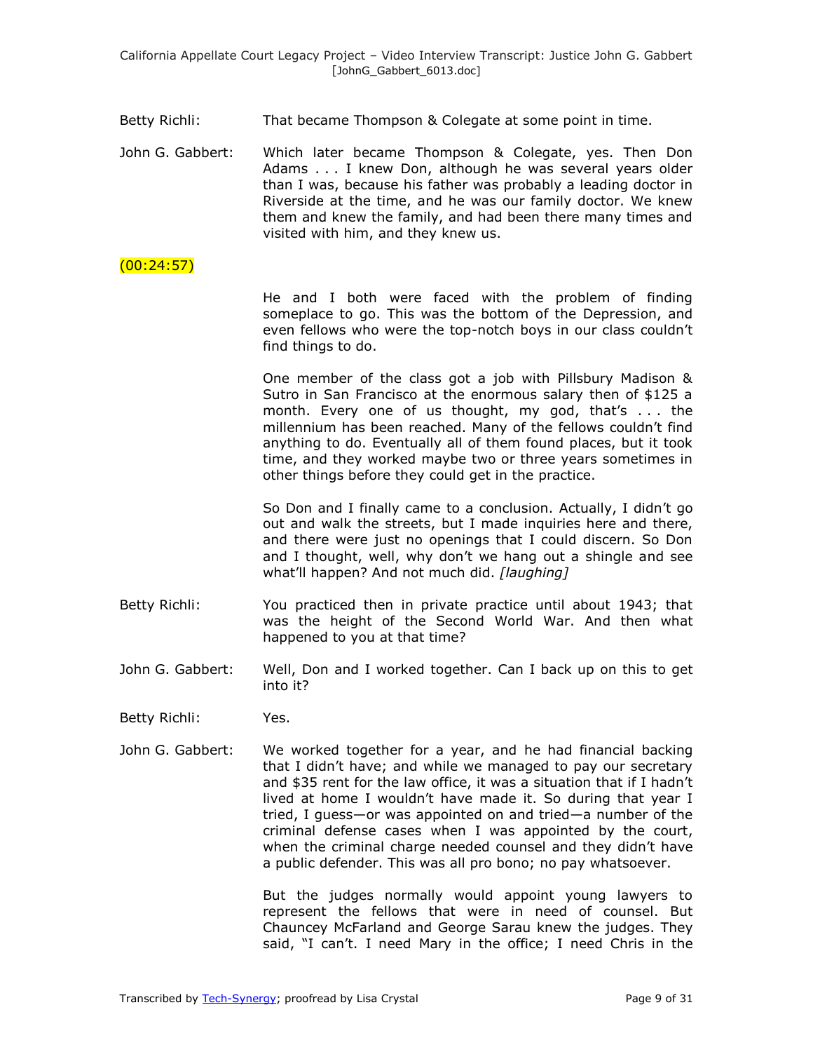Betty Richli: That became Thompson & Colegate at some point in time.

John G. Gabbert: Which later became Thompson & Colegate, yes. Then Don Adams . . . I knew Don, although he was several years older than I was, because his father was probably a leading doctor in Riverside at the time, and he was our family doctor. We knew them and knew the family, and had been there many times and visited with him, and they knew us.

(00:24:57)

He and I both were faced with the problem of finding someplace to go. This was the bottom of the Depression, and even fellows who were the top-notch boys in our class couldn't find things to do.

One member of the class got a job with Pillsbury Madison & Sutro in San Francisco at the enormous salary then of $125 a month. Every one of us thought, my god, that's . . . the millennium has been reached. Many of the fellows couldn't find anything to do. Eventually all of them found places, but it took time, and they worked maybe two or three years sometimes in other things before they could get in the practice.

So Don and I finally came to a conclusion. Actually, I didn't go out and walk the streets, but I made inquiries here and there, and there were just no openings that I could discern. So Don and I thought, well, why don't we hang out a shingle and see what'll happen? And not much did. *[laughing]*

Betty Richli: You practiced then in private practice until about 1943; that was the height of the Second World War. And then what happened to you at that time?

John G. Gabbert: Well, Don and I worked together. Can I back up on this to get into it?

Betty Richli: Yes.

John G. Gabbert: We worked together for a year, and he had financial backing that I didn't have; and while we managed to pay our secretary and $35 rent for the law office, it was a situation that if I hadn't lived at home I wouldn't have made it. So during that year I tried, I guess—or was appointed on and tried—a number of the criminal defense cases when I was appointed by the court, when the criminal charge needed counsel and they didn't have a public defender. This was all pro bono; no pay whatsoever.

But the judges normally would appoint young lawyers to represent the fellows that were in need of counsel. But Chauncey McFarland and George Sarau knew the judges. They said, "I can't. I need Mary in the office; I need Chris in the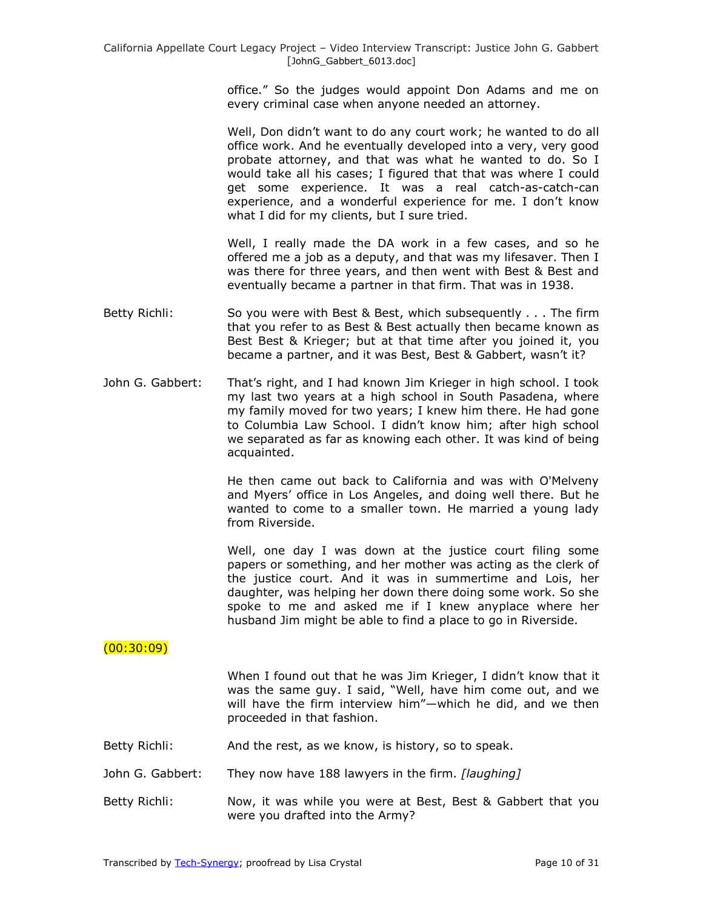office." So the judges would appoint Don Adams and me on every criminal case when anyone needed an attorney.

Well, Don didn't want to do any court work; he wanted to do all office work. And he eventually developed into a very, very good probate attorney, and that was what he wanted to do. So I would take all his cases; I figured that that was where I could get some experience. It was a real catch-as-catch-can experience, and a wonderful experience for me. I don't know what I did for my clients, but I sure tried.

Well, I really made the DA work in a few cases, and so he offered me a job as a deputy, and that was my lifesaver. Then I was there for three years, and then went with Best & Best and eventually became a partner in that firm. That was in 1938.

Betty Richli: So you were with Best & Best, which subsequently . . . The firm that you refer to as Best & Best actually then became known as Best Best & Krieger; but at that time after you joined it, you became a partner, and it was Best, Best & Gabbert, wasn't it?

John G. Gabbert: That's right, and I had known Jim Krieger in high school. I took my last two years at a high school in South Pasadena, where my family moved for two years; I knew him there. He had gone to Columbia Law School. I didn't know him; after high school we separated as far as knowing each other. It was kind of being acquainted.

He then came out back to California and was with O'Melveny and Myers' office in Los Angeles, and doing well there. But he wanted to come to a smaller town. He married a young lady from Riverside.

Well, one day I was down at the justice court filing some papers or something, and her mother was acting as the clerk of the justice court. And it was in summertime and Lois, her daughter, was helping her down there doing some work. So she spoke to me and asked me if I knew anyplace where her husband Jim might be able to find a place to go in Riverside.

(00:30:09)

When I found out that he was Jim Krieger, I didn't know that it was the same guy. I said, "Well, have him come out, and we will have the firm interview him"—which he did, and we then proceeded in that fashion.

Betty Richli: And the rest, as we know, is history, so to speak.

John G. Gabbert: They now have 188 lawyers in the firm. *[laughing]*

Betty Richli: Now, it was while you were at Best, Best & Gabbert that you were you drafted into the Army?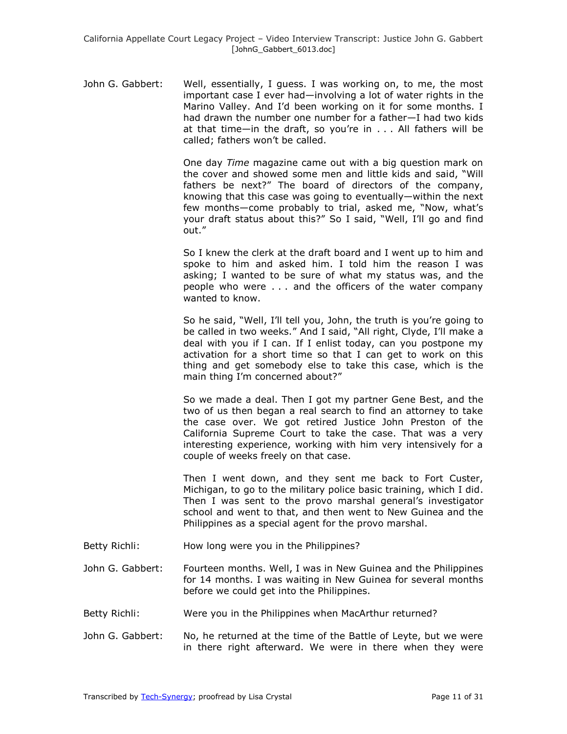John G. Gabbert: Well, essentially, I guess. I was working on, to me, the most important case I ever had—involving a lot of water rights in the Marino Valley. And I'd been working on it for some months. I had drawn the number one number for a father—I had two kids at that time—in the draft, so you're in . . . All fathers will be called; fathers won't be called.

One day *Time* magazine came out with a big question mark on the cover and showed some men and little kids and said, "Will fathers be next?" The board of directors of the company, knowing that this case was going to eventually—within the next few months—come probably to trial, asked me, "Now, what's your draft status about this?" So I said, "Well, I'll go and find out."

So I knew the clerk at the draft board and I went up to him and spoke to him and asked him. I told him the reason I was asking; I wanted to be sure of what my status was, and the people who were . . . and the officers of the water company wanted to know.

So he said, "Well, I'll tell you, John, the truth is you're going to be called in two weeks." And I said, "All right, Clyde, I'll make a deal with you if I can. If I enlist today, can you postpone my activation for a short time so that I can get to work on this thing and get somebody else to take this case, which is the main thing I'm concerned about?"

So we made a deal. Then I got my partner Gene Best, and the two of us then began a real search to find an attorney to take the case over. We got retired Justice John Preston of the California Supreme Court to take the case. That was a very interesting experience, working with him very intensively for a couple of weeks freely on that case.

Then I went down, and they sent me back to Fort Custer, Michigan, to go to the military police basic training, which I did. Then I was sent to the provo marshal general's investigator school and went to that, and then went to New Guinea and the Philippines as a special agent for the provo marshal.

Betty Richli: How long were you in the Philippines?

John G. Gabbert: Fourteen months. Well, I was in New Guinea and the Philippines for 14 months. I was waiting in New Guinea for several months before we could get into the Philippines.

Betty Richli: Were you in the Philippines when MacArthur returned?

John G. Gabbert: No, he returned at the time of the Battle of Leyte, but we were in there right afterward. We were in there when they were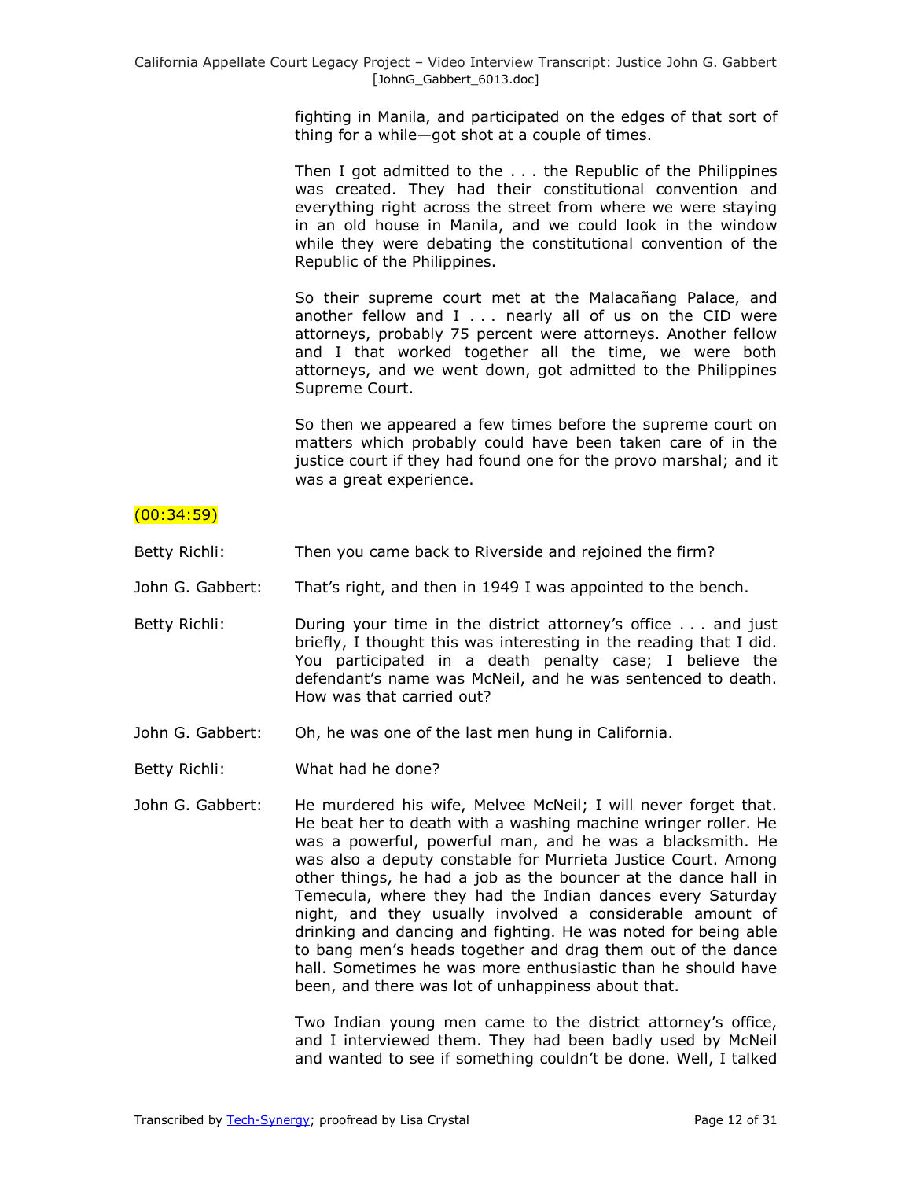fighting in Manila, and participated on the edges of that sort of thing for a while—got shot at a couple of times.

Then I got admitted to the . . . the Republic of the Philippines was created. They had their constitutional convention and everything right across the street from where we were staying in an old house in Manila, and we could look in the window while they were debating the constitutional convention of the Republic of the Philippines.

So their supreme court met at the Malacañang Palace, and another fellow and I . . . nearly all of us on the CID were attorneys, probably 75 percent were attorneys. Another fellow and I that worked together all the time, we were both attorneys, and we went down, got admitted to the Philippines Supreme Court.

So then we appeared a few times before the supreme court on matters which probably could have been taken care of in the justice court if they had found one for the provo marshal; and it was a great experience.

(00:34:59)

Betty Richli: Then you came back to Riverside and rejoined the firm?

John G. Gabbert: That's right, and then in 1949 I was appointed to the bench.

Betty Richli: During your time in the district attorney's office . . . and just briefly, I thought this was interesting in the reading that I did. You participated in a death penalty case; I believe the defendant's name was McNeil, and he was sentenced to death. How was that carried out?

John G. Gabbert: Oh, he was one of the last men hung in California.

Betty Richli: What had he done?

John G. Gabbert: He murdered his wife, Melvee McNeil; I will never forget that. He beat her to death with a washing machine wringer roller. He was a powerful, powerful man, and he was a blacksmith. He was also a deputy constable for Murrieta Justice Court. Among other things, he had a job as the bouncer at the dance hall in Temecula, where they had the Indian dances every Saturday night, and they usually involved a considerable amount of drinking and dancing and fighting. He was noted for being able to bang men's heads together and drag them out of the dance hall. Sometimes he was more enthusiastic than he should have been, and there was lot of unhappiness about that.

Two Indian young men came to the district attorney's office, and I interviewed them. They had been badly used by McNeil and wanted to see if something couldn't be done. Well, I talked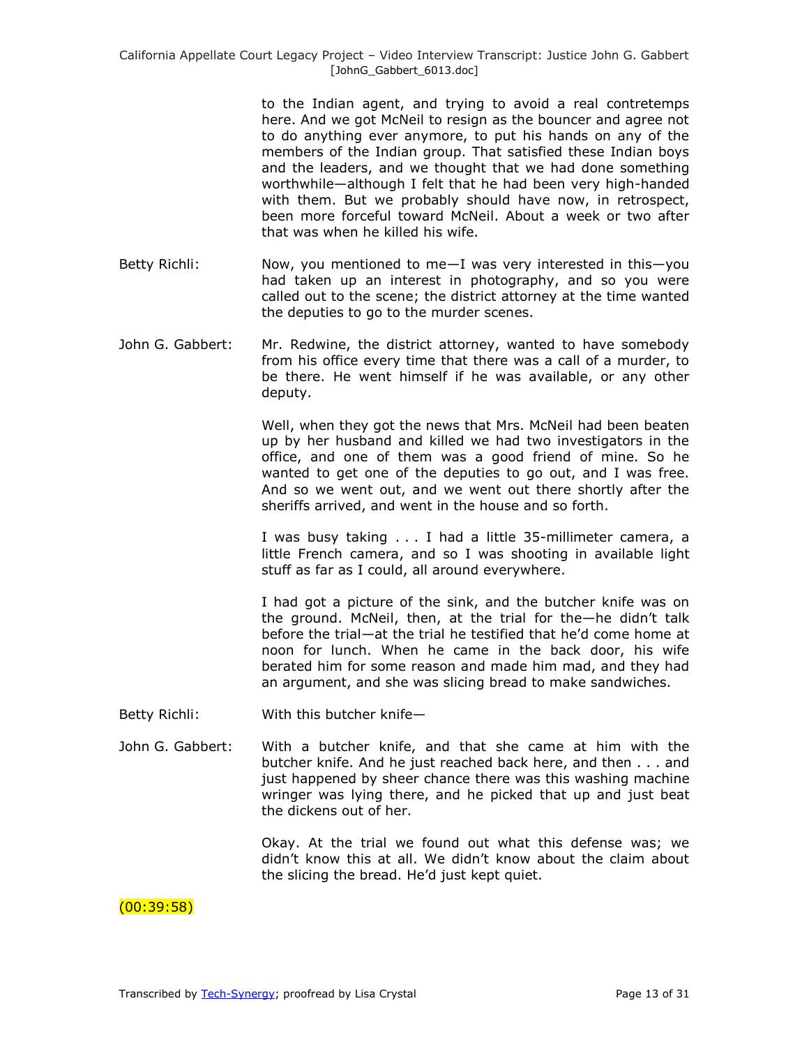to the Indian agent, and trying to avoid a real contretemps here. And we got McNeil to resign as the bouncer and agree not to do anything ever anymore, to put his hands on any of the members of the Indian group. That satisfied these Indian boys and the leaders, and we thought that we had done something worthwhile—although I felt that he had been very high-handed with them. But we probably should have now, in retrospect, been more forceful toward McNeil. About a week or two after that was when he killed his wife.

Betty Richli: Now, you mentioned to me—I was very interested in this—you had taken up an interest in photography, and so you were called out to the scene; the district attorney at the time wanted the deputies to go to the murder scenes.

John G. Gabbert: Mr. Redwine, the district attorney, wanted to have somebody from his office every time that there was a call of a murder, to be there. He went himself if he was available, or any other deputy.

Well, when they got the news that Mrs. McNeil had been beaten up by her husband and killed we had two investigators in the office, and one of them was a good friend of mine. So he wanted to get one of the deputies to go out, and I was free. And so we went out, and we went out there shortly after the sheriffs arrived, and went in the house and so forth.

I was busy taking . . . I had a little 35-millimeter camera, a little French camera, and so I was shooting in available light stuff as far as I could, all around everywhere.

I had got a picture of the sink, and the butcher knife was on the ground. McNeil, then, at the trial for the—he didn't talk before the trial—at the trial he testified that he'd come home at noon for lunch. When he came in the back door, his wife berated him for some reason and made him mad, and they had an argument, and she was slicing bread to make sandwiches.

Betty Richli: With this butcher knife—

John G. Gabbert: With a butcher knife, and that she came at him with the butcher knife. And he just reached back here, and then . . . and just happened by sheer chance there was this washing machine wringer was lying there, and he picked that up and just beat the dickens out of her.

Okay. At the trial we found out what this defense was; we didn't know this at all. We didn't know about the claim about the slicing the bread. He'd just kept quiet.

(00:39:58)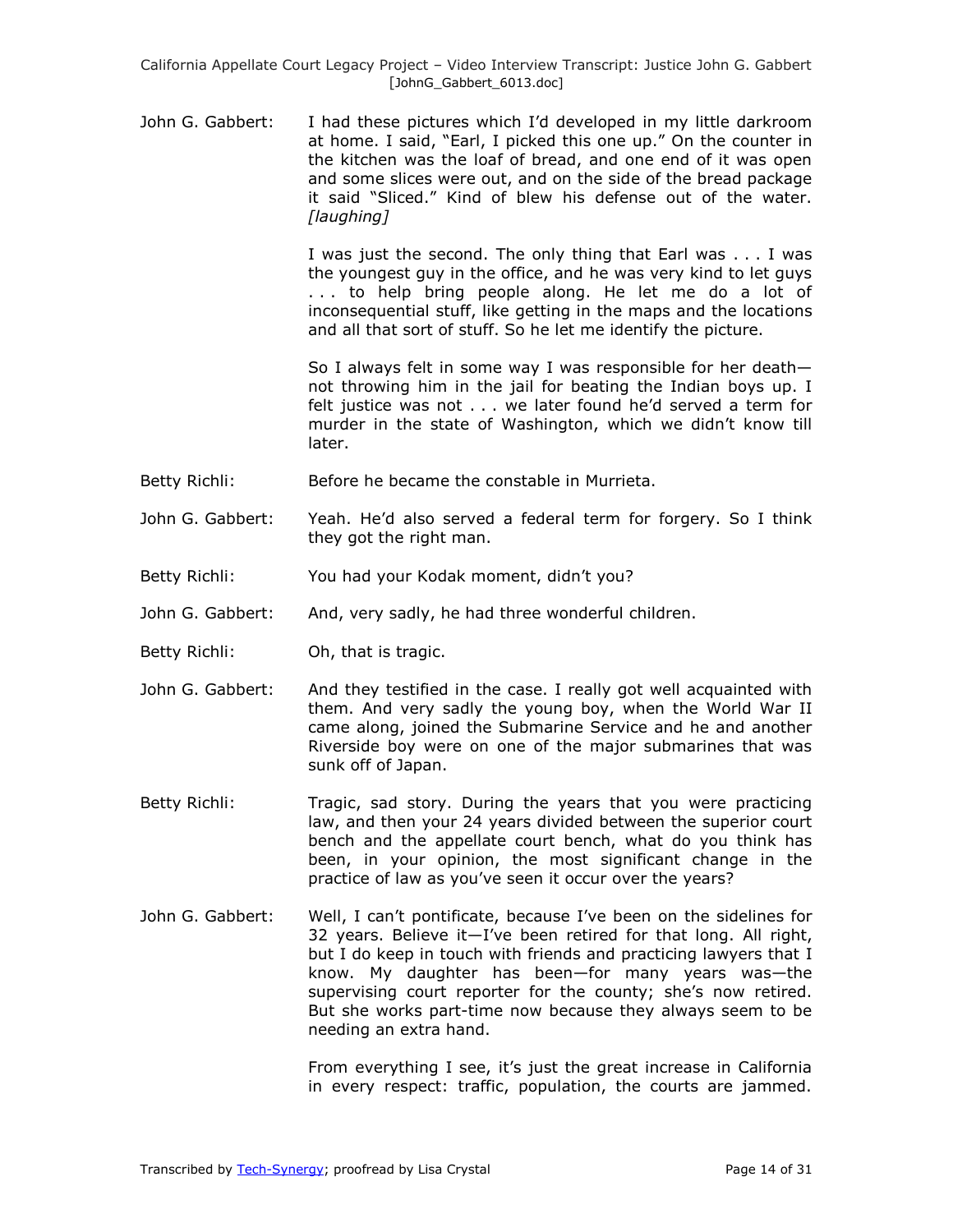John G. Gabbert: I had these pictures which I'd developed in my little darkroom at home. I said, "Earl, I picked this one up." On the counter in the kitchen was the loaf of bread, and one end of it was open and some slices were out, and on the side of the bread package it said "Sliced." Kind of blew his defense out of the water. *[laughing]*

I was just the second. The only thing that Earl was . . . I was the youngest guy in the office, and he was very kind to let guys . . . to help bring people along. He let me do a lot of inconsequential stuff, like getting in the maps and the locations and all that sort of stuff. So he let me identify the picture.

So I always felt in some way I was responsible for her death—not throwing him in the jail for beating the Indian boys up. I felt justice was not . . . we later found he'd served a term for murder in the state of Washington, which we didn't know till later.

Betty Richli: Before he became the constable in Murrieta.

John G. Gabbert: Yeah. He'd also served a federal term for forgery. So I think they got the right man.

Betty Richli: You had your Kodak moment, didn't you?

John G. Gabbert: And, very sadly, he had three wonderful children.

Betty Richli: Oh, that is tragic.

John G. Gabbert: And they testified in the case. I really got well acquainted with them. And very sadly the young boy, when the World War II came along, joined the Submarine Service and he and another Riverside boy were on one of the major submarines that was sunk off of Japan.

Betty Richli: Tragic, sad story. During the years that you were practicing law, and then your 24 years divided between the superior court bench and the appellate court bench, what do you think has been, in your opinion, the most significant change in the practice of law as you've seen it occur over the years?

John G. Gabbert: Well, I can't pontificate, because I've been on the sidelines for 32 years. Believe it—I've been retired for that long. All right, but I do keep in touch with friends and practicing lawyers that I know. My daughter has been—for many years was—the supervising court reporter for the county; she's now retired. But she works part-time now because they always seem to be needing an extra hand.

From everything I see, it's just the great increase in California in every respect: traffic, population, the courts are jammed.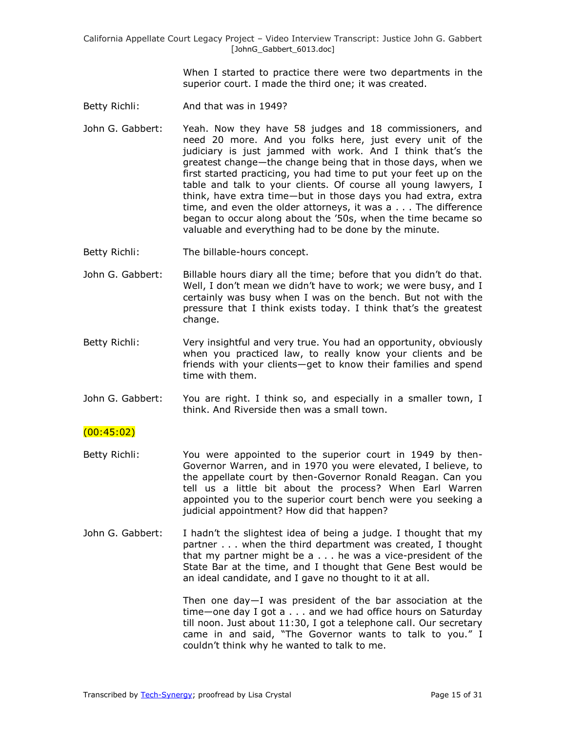When I started to practice there were two departments in the superior court. I made the third one; it was created.

Betty Richli: And that was in 1949?

John G. Gabbert: Yeah. Now they have 58 judges and 18 commissioners, and need 20 more. And you folks here, just every unit of the judiciary is just jammed with work. And I think that's the greatest change—the change being that in those days, when we first started practicing, you had time to put your feet up on the table and talk to your clients. Of course all young lawyers, I think, have extra time—but in those days you had extra, extra time, and even the older attorneys, it was a . . . The difference began to occur along about the '50s, when the time became so valuable and everything had to be done by the minute.

Betty Richli: The billable-hours concept.

John G. Gabbert: Billable hours diary all the time; before that you didn't do that. Well, I don't mean we didn't have to work; we were busy, and I certainly was busy when I was on the bench. But not with the pressure that I think exists today. I think that's the greatest change.

Betty Richli: Very insightful and very true. You had an opportunity, obviously when you practiced law, to really know your clients and be friends with your clients—get to know their families and spend time with them.

John G. Gabbert: You are right. I think so, and especially in a smaller town, I think. And Riverside then was a small town.

(00:45:02)

Betty Richli: You were appointed to the superior court in 1949 by then-Governor Warren, and in 1970 you were elevated, I believe, to the appellate court by then-Governor Ronald Reagan. Can you tell us a little bit about the process? When Earl Warren appointed you to the superior court bench were you seeking a judicial appointment? How did that happen?

John G. Gabbert: I hadn't the slightest idea of being a judge. I thought that my partner . . . when the third department was created, I thought that my partner might be a . . . he was a vice-president of the State Bar at the time, and I thought that Gene Best would be an ideal candidate, and I gave no thought to it at all.

Then one day—I was president of the bar association at the time—one day I got a . . . and we had office hours on Saturday till noon. Just about 11:30, I got a telephone call. Our secretary came in and said, "The Governor wants to talk to you." I couldn't think why he wanted to talk to me.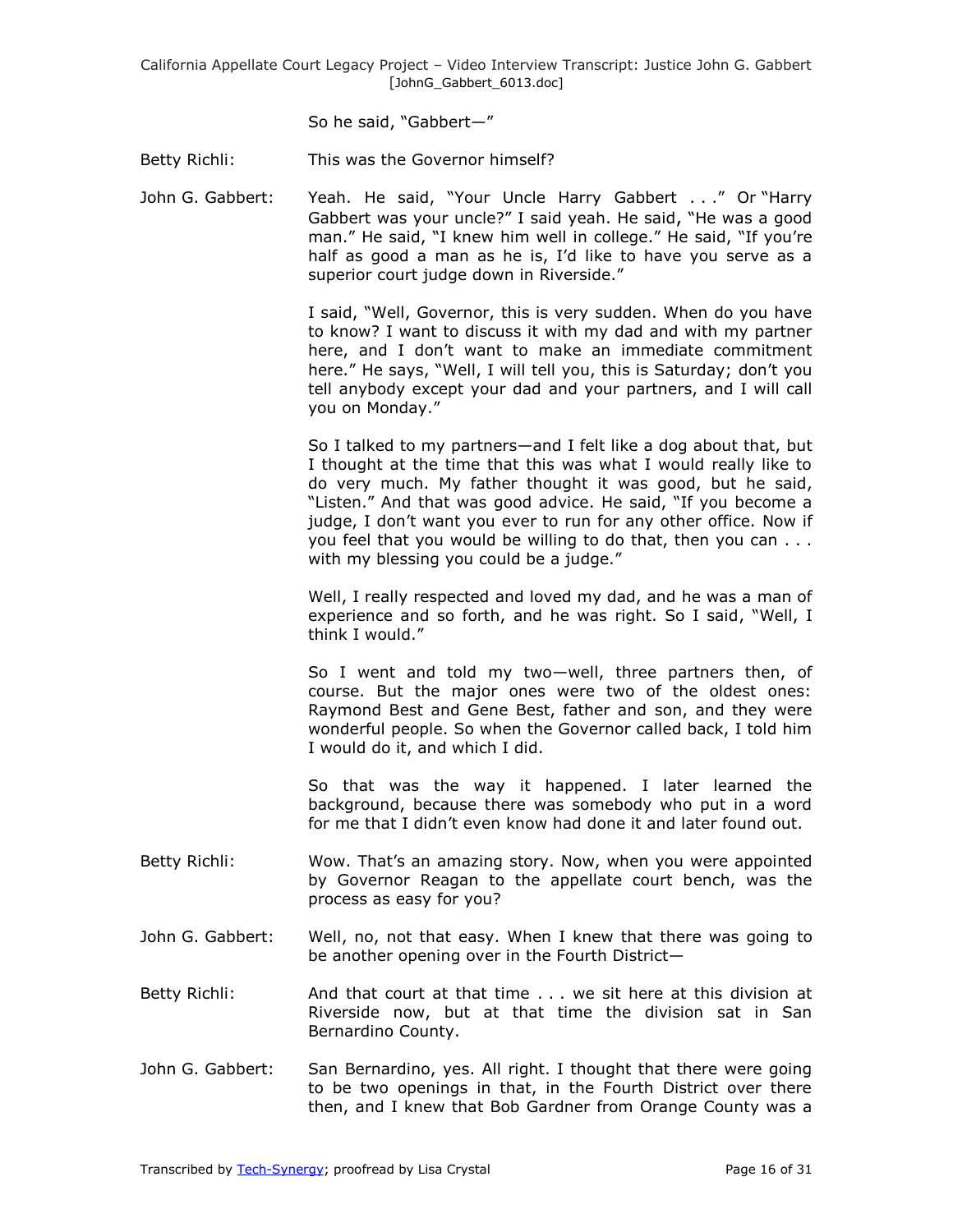So he said, "Gabbert—"

Betty Richli: This was the Governor himself?

John G. Gabbert: Yeah. He said, "Your Uncle Harry Gabbert . . ." Or "Harry Gabbert was your uncle?" I said yeah. He said, "He was a good man." He said, "I knew him well in college." He said, "If you're half as good a man as he is, I'd like to have you serve as a superior court judge down in Riverside."

I said, "Well, Governor, this is very sudden. When do you have to know? I want to discuss it with my dad and with my partner here, and I don't want to make an immediate commitment here." He says, "Well, I will tell you, this is Saturday; don't you tell anybody except your dad and your partners, and I will call you on Monday."

So I talked to my partners—and I felt like a dog about that, but I thought at the time that this was what I would really like to do very much. My father thought it was good, but he said, "Listen." And that was good advice. He said, "If you become a judge, I don't want you ever to run for any other office. Now if you feel that you would be willing to do that, then you can . . . with my blessing you could be a judge."

Well, I really respected and loved my dad, and he was a man of experience and so forth, and he was right. So I said, "Well, I think I would."

So I went and told my two—well, three partners then, of course. But the major ones were two of the oldest ones: Raymond Best and Gene Best, father and son, and they were wonderful people. So when the Governor called back, I told him I would do it, and which I did.

So that was the way it happened. I later learned the background, because there was somebody who put in a word for me that I didn't even know had done it and later found out.

Betty Richli: Wow. That's an amazing story. Now, when you were appointed by Governor Reagan to the appellate court bench, was the process as easy for you?

John G. Gabbert: Well, no, not that easy. When I knew that there was going to be another opening over in the Fourth District—

Betty Richli: And that court at that time . . . we sit here at this division at Riverside now, but at that time the division sat in San Bernardino County.

John G. Gabbert: San Bernardino, yes. All right. I thought that there were going to be two openings in that, in the Fourth District over there then, and I knew that Bob Gardner from Orange County was a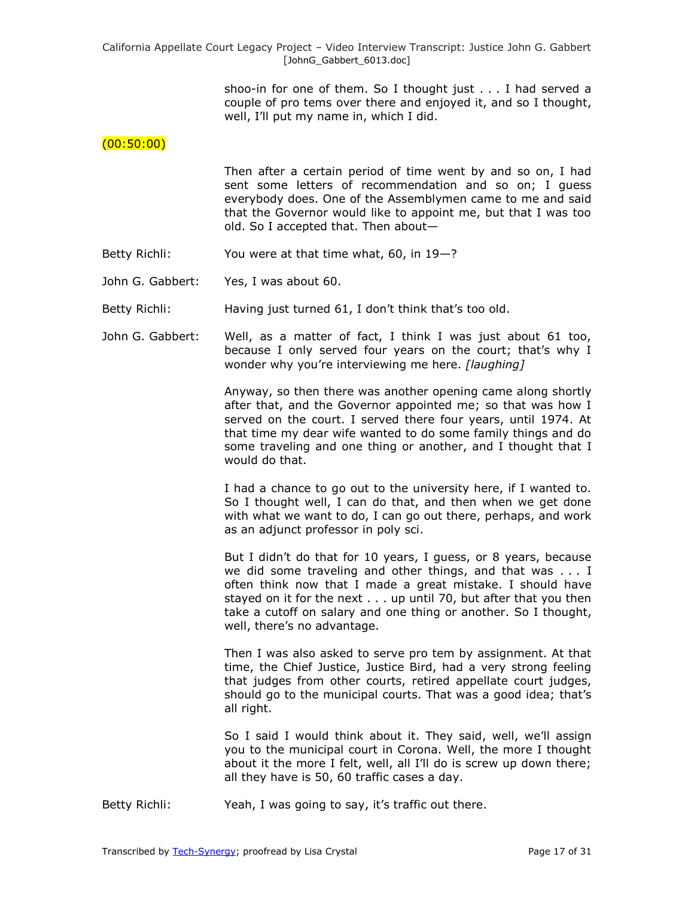shoo-in for one of them. So I thought just . . . I had served a couple of pro tems over there and enjoyed it, and so I thought, well, I'll put my name in, which I did.

(00:50:00)

Then after a certain period of time went by and so on, I had sent some letters of recommendation and so on; I guess everybody does. One of the Assemblymen came to me and said that the Governor would like to appoint me, but that I was too old. So I accepted that. Then about—

Betty Richli: You were at that time what, 60, in 19—?

John G. Gabbert: Yes, I was about 60.

Betty Richli: Having just turned 61, I don't think that's too old.

John G. Gabbert: Well, as a matter of fact, I think I was just about 61 too, because I only served four years on the court; that's why I wonder why you're interviewing me here. *[laughing]*

Anyway, so then there was another opening came along shortly after that, and the Governor appointed me; so that was how I served on the court. I served there four years, until 1974. At that time my dear wife wanted to do some family things and do some traveling and one thing or another, and I thought that I would do that.

I had a chance to go out to the university here, if I wanted to. So I thought well, I can do that, and then when we get done with what we want to do, I can go out there, perhaps, and work as an adjunct professor in poly sci.

But I didn't do that for 10 years, I guess, or 8 years, because we did some traveling and other things, and that was . . . I often think now that I made a great mistake. I should have stayed on it for the next . . . up until 70, but after that you then take a cutoff on salary and one thing or another. So I thought, well, there's no advantage.

Then I was also asked to serve pro tem by assignment. At that time, the Chief Justice, Justice Bird, had a very strong feeling that judges from other courts, retired appellate court judges, should go to the municipal courts. That was a good idea; that's all right.

So I said I would think about it. They said, well, we'll assign you to the municipal court in Corona. Well, the more I thought about it the more I felt, well, all I'll do is screw up down there; all they have is 50, 60 traffic cases a day.

Betty Richli: Yeah, I was going to say, it's traffic out there.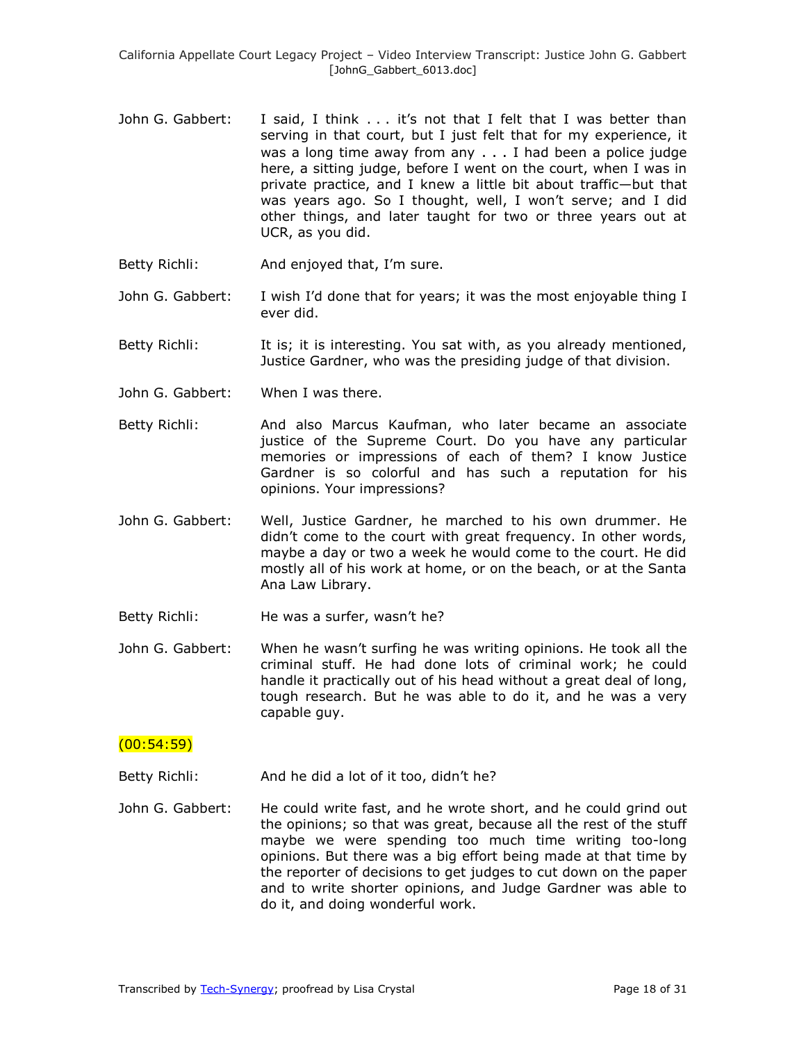John G. Gabbert: I said, I think . . . it's not that I felt that I was better than serving in that court, but I just felt that for my experience, it was a long time away from any . . . I had been a police judge here, a sitting judge, before I went on the court, when I was in private practice, and I knew a little bit about traffic—but that was years ago. So I thought, well, I won't serve; and I did other things, and later taught for two or three years out at UCR, as you did.

Betty Richli: And enjoyed that, I'm sure.

John G. Gabbert: I wish I'd done that for years; it was the most enjoyable thing I ever did.

Betty Richli: It is; it is interesting. You sat with, as you already mentioned, Justice Gardner, who was the presiding judge of that division.

John G. Gabbert: When I was there.

Betty Richli: And also Marcus Kaufman, who later became an associate justice of the Supreme Court. Do you have any particular memories or impressions of each of them? I know Justice Gardner is so colorful and has such a reputation for his opinions. Your impressions?

John G. Gabbert: Well, Justice Gardner, he marched to his own drummer. He didn't come to the court with great frequency. In other words, maybe a day or two a week he would come to the court. He did mostly all of his work at home, or on the beach, or at the Santa Ana Law Library.

Betty Richli: He was a surfer, wasn't he?

John G. Gabbert: When he wasn't surfing he was writing opinions. He took all the criminal stuff. He had done lots of criminal work; he could handle it practically out of his head without a great deal of long, tough research. But he was able to do it, and he was a very capable guy.

(00:54:59)

Betty Richli: And he did a lot of it too, didn't he?

John G. Gabbert: He could write fast, and he wrote short, and he could grind out the opinions; so that was great, because all the rest of the stuff maybe we were spending too much time writing too-long opinions. But there was a big effort being made at that time by the reporter of decisions to get judges to cut down on the paper and to write shorter opinions, and Judge Gardner was able to do it, and doing wonderful work.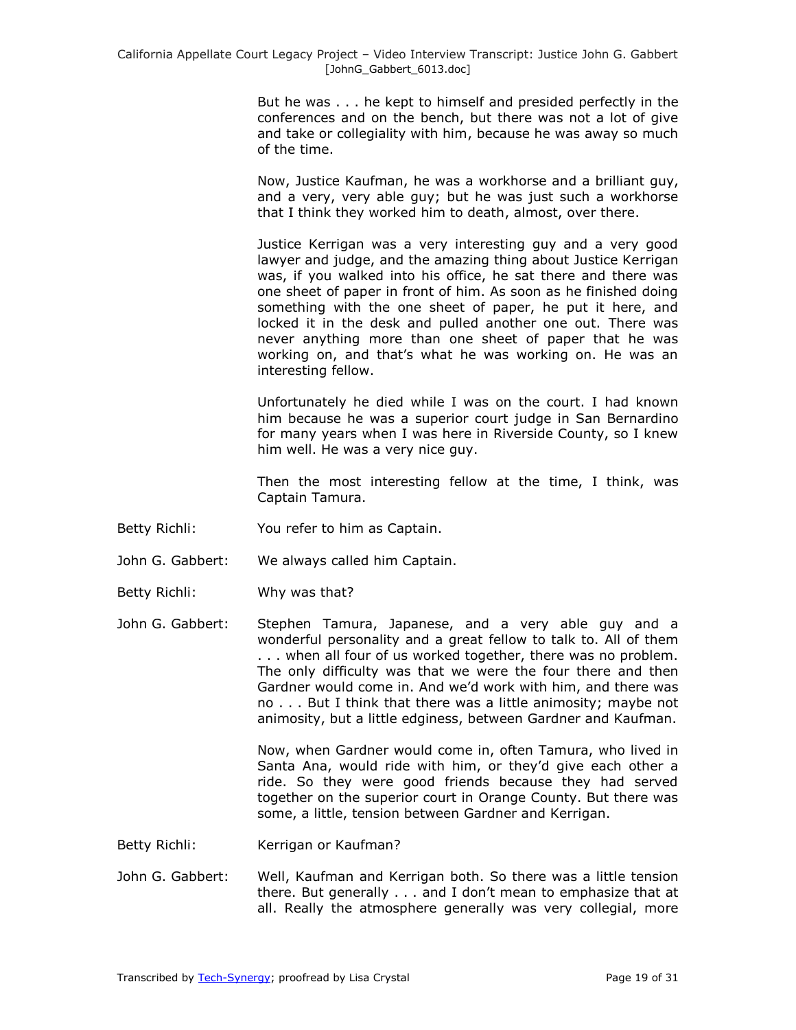But he was . . . he kept to himself and presided perfectly in the conferences and on the bench, but there was not a lot of give and take or collegiality with him, because he was away so much of the time.

Now, Justice Kaufman, he was a workhorse and a brilliant guy, and a very, very able guy; but he was just such a workhorse that I think they worked him to death, almost, over there.

Justice Kerrigan was a very interesting guy and a very good lawyer and judge, and the amazing thing about Justice Kerrigan was, if you walked into his office, he sat there and there was one sheet of paper in front of him. As soon as he finished doing something with the one sheet of paper, he put it here, and locked it in the desk and pulled another one out. There was never anything more than one sheet of paper that he was working on, and that's what he was working on. He was an interesting fellow.

Unfortunately he died while I was on the court. I had known him because he was a superior court judge in San Bernardino for many years when I was here in Riverside County, so I knew him well. He was a very nice guy.

Then the most interesting fellow at the time, I think, was Captain Tamura.

Betty Richli: You refer to him as Captain.

John G. Gabbert: We always called him Captain.

Betty Richli: Why was that?

John G. Gabbert: Stephen Tamura, Japanese, and a very able guy and a wonderful personality and a great fellow to talk to. All of them . . . when all four of us worked together, there was no problem. The only difficulty was that we were the four there and then Gardner would come in. And we'd work with him, and there was no . . . But I think that there was a little animosity; maybe not animosity, but a little edginess, between Gardner and Kaufman.

Now, when Gardner would come in, often Tamura, who lived in Santa Ana, would ride with him, or they'd give each other a ride. So they were good friends because they had served together on the superior court in Orange County. But there was some, a little, tension between Gardner and Kerrigan.

Betty Richli: Kerrigan or Kaufman?

John G. Gabbert: Well, Kaufman and Kerrigan both. So there was a little tension there. But generally . . . and I don't mean to emphasize that at all. Really the atmosphere generally was very collegial, more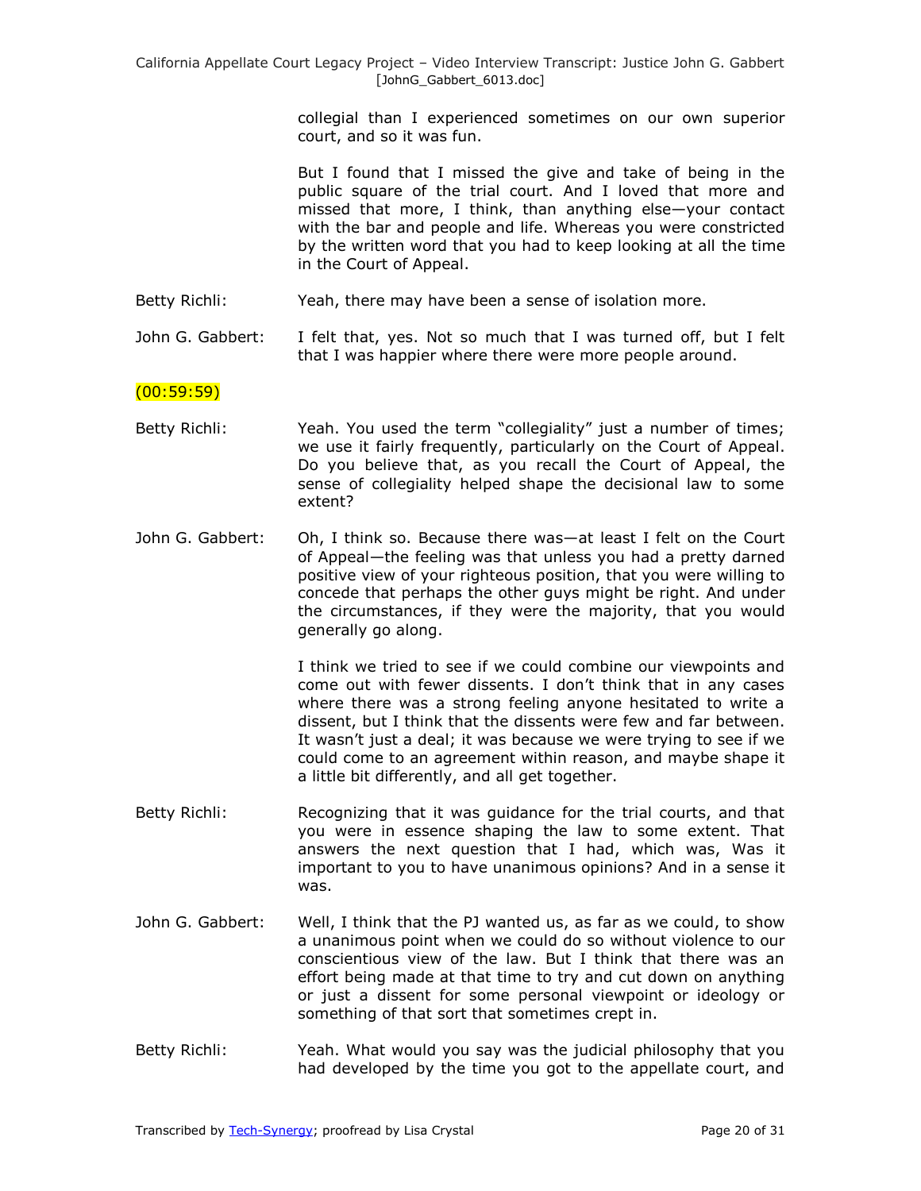collegial than I experienced sometimes on our own superior court, and so it was fun.

But I found that I missed the give and take of being in the public square of the trial court. And I loved that more and missed that more, I think, than anything else—your contact with the bar and people and life. Whereas you were constricted by the written word that you had to keep looking at all the time in the Court of Appeal.

Betty Richli: Yeah, there may have been a sense of isolation more.

John G. Gabbert: I felt that, yes. Not so much that I was turned off, but I felt that I was happier where there were more people around.

(00:59:59)

Betty Richli: Yeah. You used the term "collegiality" just a number of times; we use it fairly frequently, particularly on the Court of Appeal. Do you believe that, as you recall the Court of Appeal, the sense of collegiality helped shape the decisional law to some extent?

John G. Gabbert: Oh, I think so. Because there was—at least I felt on the Court of Appeal—the feeling was that unless you had a pretty darned positive view of your righteous position, that you were willing to concede that perhaps the other guys might be right. And under the circumstances, if they were the majority, that you would generally go along.

I think we tried to see if we could combine our viewpoints and come out with fewer dissents. I don't think that in any cases where there was a strong feeling anyone hesitated to write a dissent, but I think that the dissents were few and far between. It wasn't just a deal; it was because we were trying to see if we could come to an agreement within reason, and maybe shape it a little bit differently, and all get together.

Betty Richli: Recognizing that it was guidance for the trial courts, and that you were in essence shaping the law to some extent. That answers the next question that I had, which was, Was it important to you to have unanimous opinions? And in a sense it was.

John G. Gabbert: Well, I think that the PJ wanted us, as far as we could, to show a unanimous point when we could do so without violence to our conscientious view of the law. But I think that there was an effort being made at that time to try and cut down on anything or just a dissent for some personal viewpoint or ideology or something of that sort that sometimes crept in.

Betty Richli: Yeah. What would you say was the judicial philosophy that you had developed by the time you got to the appellate court, and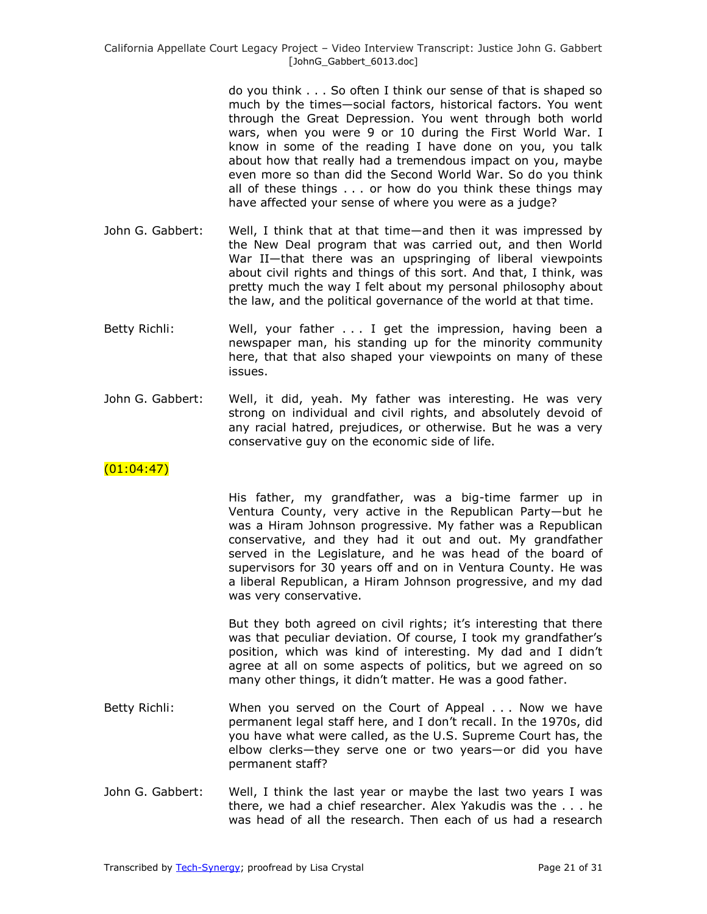do you think . . . So often I think our sense of that is shaped so much by the times—social factors, historical factors. You went through the Great Depression. You went through both world wars, when you were 9 or 10 during the First World War. I know in some of the reading I have done on you, you talk about how that really had a tremendous impact on you, maybe even more so than did the Second World War. So do you think all of these things . . . or how do you think these things may have affected your sense of where you were as a judge?

John G. Gabbert: Well, I think that at that time—and then it was impressed by the New Deal program that was carried out, and then World War II—that there was an upspringing of liberal viewpoints about civil rights and things of this sort. And that, I think, was pretty much the way I felt about my personal philosophy about the law, and the political governance of the world at that time.

Betty Richli: Well, your father . . . I get the impression, having been a newspaper man, his standing up for the minority community here, that that also shaped your viewpoints on many of these issues.

John G. Gabbert: Well, it did, yeah. My father was interesting. He was very strong on individual and civil rights, and absolutely devoid of any racial hatred, prejudices, or otherwise. But he was a very conservative guy on the economic side of life.

(01:04:47)

His father, my grandfather, was a big-time farmer up in Ventura County, very active in the Republican Party—but he was a Hiram Johnson progressive. My father was a Republican conservative, and they had it out and out. My grandfather served in the Legislature, and he was head of the board of supervisors for 30 years off and on in Ventura County. He was a liberal Republican, a Hiram Johnson progressive, and my dad was very conservative.

But they both agreed on civil rights; it's interesting that there was that peculiar deviation. Of course, I took my grandfather's position, which was kind of interesting. My dad and I didn't agree at all on some aspects of politics, but we agreed on so many other things, it didn't matter. He was a good father.

Betty Richli: When you served on the Court of Appeal . . . Now we have permanent legal staff here, and I don't recall. In the 1970s, did you have what were called, as the U.S. Supreme Court has, the elbow clerks—they serve one or two years—or did you have permanent staff?

John G. Gabbert: Well, I think the last year or maybe the last two years I was there, we had a chief researcher. Alex Yakudis was the . . . he was head of all the research. Then each of us had a research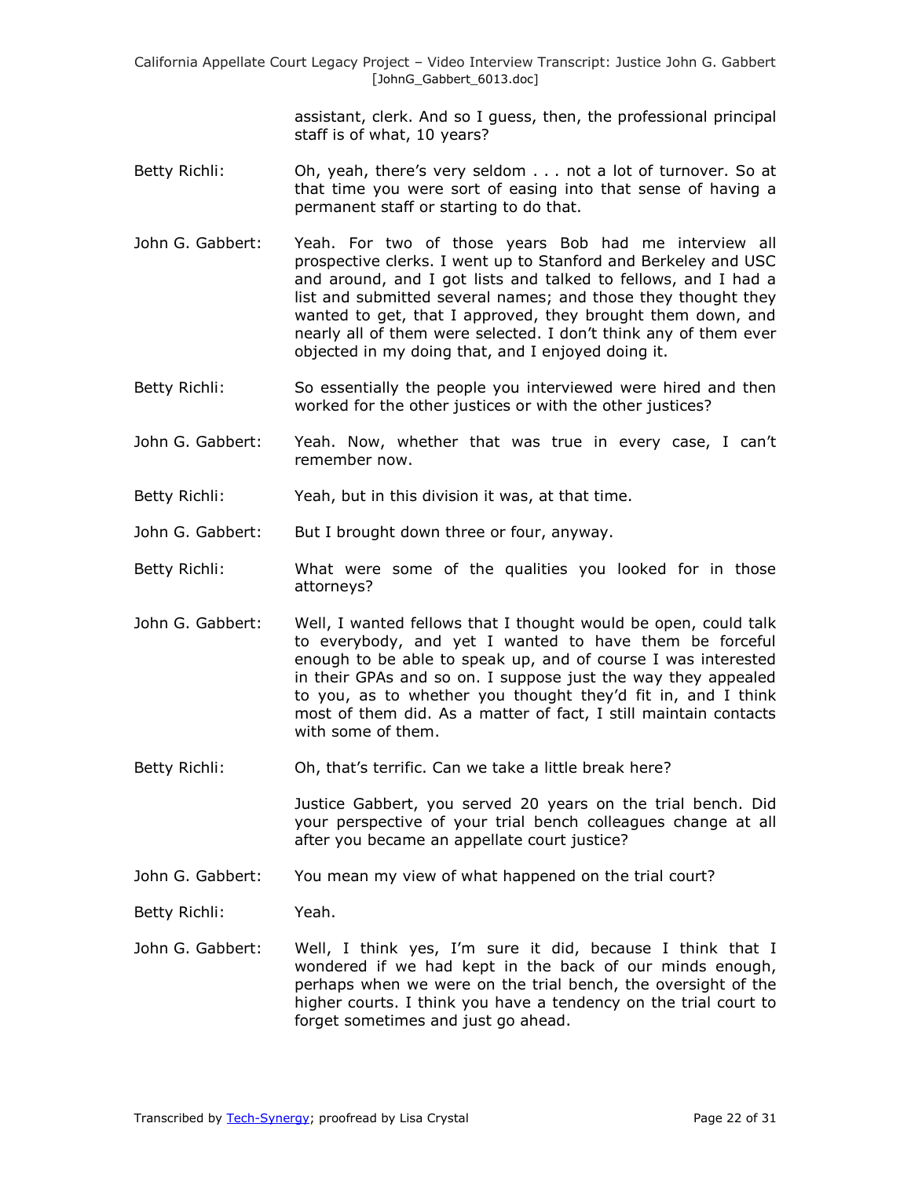assistant, clerk. And so I guess, then, the professional principal staff is of what, 10 years?

Betty Richli: Oh, yeah, there's very seldom . . . not a lot of turnover. So at that time you were sort of easing into that sense of having a permanent staff or starting to do that.

John G. Gabbert: Yeah. For two of those years Bob had me interview all prospective clerks. I went up to Stanford and Berkeley and USC and around, and I got lists and talked to fellows, and I had a list and submitted several names; and those they thought they wanted to get, that I approved, they brought them down, and nearly all of them were selected. I don't think any of them ever objected in my doing that, and I enjoyed doing it.

Betty Richli: So essentially the people you interviewed were hired and then worked for the other justices or with the other justices?

John G. Gabbert: Yeah. Now, whether that was true in every case, I can't remember now.

Betty Richli: Yeah, but in this division it was, at that time.

John G. Gabbert: But I brought down three or four, anyway.

Betty Richli: What were some of the qualities you looked for in those attorneys?

John G. Gabbert: Well, I wanted fellows that I thought would be open, could talk to everybody, and yet I wanted to have them be forceful enough to be able to speak up, and of course I was interested in their GPAs and so on. I suppose just the way they appealed to you, as to whether you thought they'd fit in, and I think most of them did. As a matter of fact, I still maintain contacts with some of them.

Betty Richli: Oh, that's terrific. Can we take a little break here?

Justice Gabbert, you served 20 years on the trial bench. Did your perspective of your trial bench colleagues change at all after you became an appellate court justice?

John G. Gabbert: You mean my view of what happened on the trial court?

Betty Richli: Yeah.

John G. Gabbert: Well, I think yes, I'm sure it did, because I think that I wondered if we had kept in the back of our minds enough, perhaps when we were on the trial bench, the oversight of the higher courts. I think you have a tendency on the trial court to forget sometimes and just go ahead.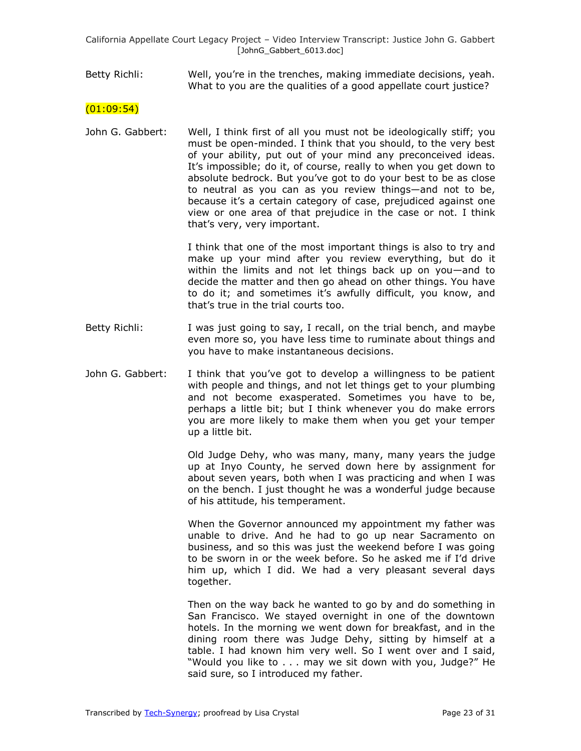Betty Richli: Well, you're in the trenches, making immediate decisions, yeah. What to you are the qualities of a good appellate court justice?

(01:09:54)

John G. Gabbert: Well, I think first of all you must not be ideologically stiff; you must be open-minded. I think that you should, to the very best of your ability, put out of your mind any preconceived ideas. It's impossible; do it, of course, really to when you get down to absolute bedrock. But you've got to do your best to be as close to neutral as you can as you review things—and not to be, because it's a certain category of case, prejudiced against one view or one area of that prejudice in the case or not. I think that's very, very important.

I think that one of the most important things is also to try and make up your mind after you review everything, but do it within the limits and not let things back up on you—and to decide the matter and then go ahead on other things. You have to do it; and sometimes it's awfully difficult, you know, and that's true in the trial courts too.

Betty Richli: I was just going to say, I recall, on the trial bench, and maybe even more so, you have less time to ruminate about things and you have to make instantaneous decisions.

John G. Gabbert: I think that you've got to develop a willingness to be patient with people and things, and not let things get to your plumbing and not become exasperated. Sometimes you have to be, perhaps a little bit; but I think whenever you do make errors you are more likely to make them when you get your temper up a little bit.

Old Judge Dehy, who was many, many, many years the judge up at Inyo County, he served down here by assignment for about seven years, both when I was practicing and when I was on the bench. I just thought he was a wonderful judge because of his attitude, his temperament.

When the Governor announced my appointment my father was unable to drive. And he had to go up near Sacramento on business, and so this was just the weekend before I was going to be sworn in or the week before. So he asked me if I'd drive him up, which I did. We had a very pleasant several days together.

Then on the way back he wanted to go by and do something in San Francisco. We stayed overnight in one of the downtown hotels. In the morning we went down for breakfast, and in the dining room there was Judge Dehy, sitting by himself at a table. I had known him very well. So I went over and I said, "Would you like to . . . may we sit down with you, Judge?" He said sure, so I introduced my father.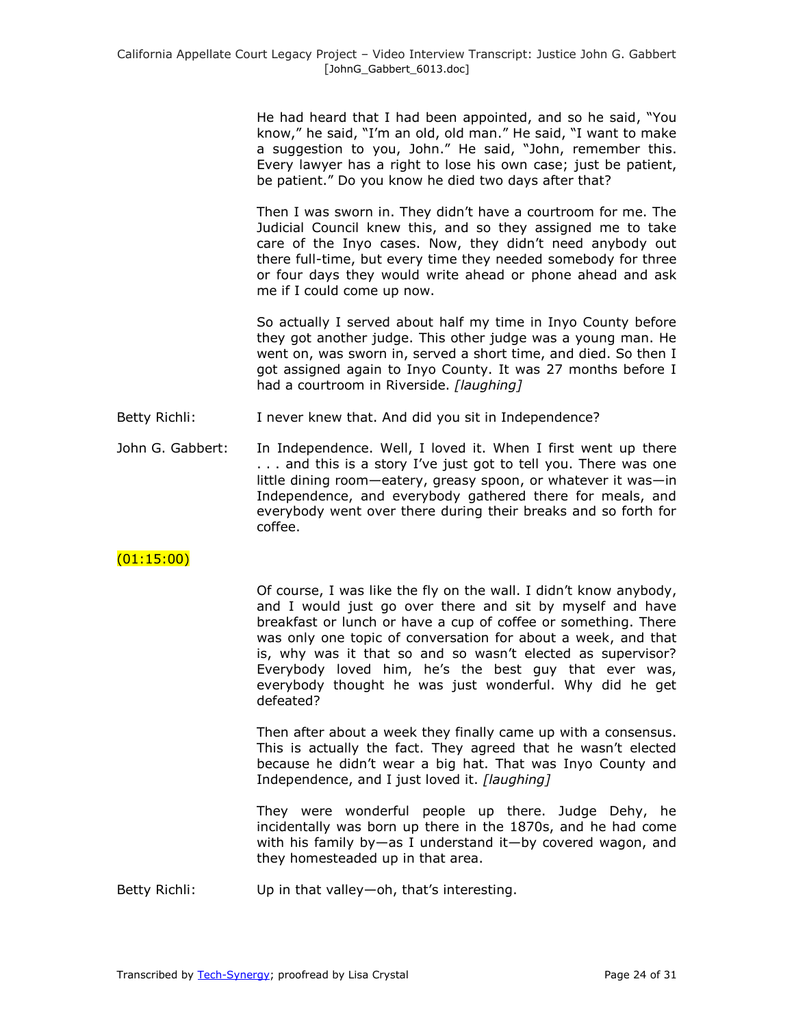He had heard that I had been appointed, and so he said, "You know," he said, "I'm an old, old man." He said, "I want to make a suggestion to you, John." He said, "John, remember this. Every lawyer has a right to lose his own case; just be patient, be patient." Do you know he died two days after that?

Then I was sworn in. They didn't have a courtroom for me. The Judicial Council knew this, and so they assigned me to take care of the Inyo cases. Now, they didn't need anybody out there full-time, but every time they needed somebody for three or four days they would write ahead or phone ahead and ask me if I could come up now.

So actually I served about half my time in Inyo County before they got another judge. This other judge was a young man. He went on, was sworn in, served a short time, and died. So then I got assigned again to Inyo County. It was 27 months before I had a courtroom in Riverside. *[laughing]*

Betty Richli: I never knew that. And did you sit in Independence?

John G. Gabbert: In Independence. Well, I loved it. When I first went up there . . . and this is a story I've just got to tell you. There was one little dining room—eatery, greasy spoon, or whatever it was—in Independence, and everybody gathered there for meals, and everybody went over there during their breaks and so forth for coffee.

(01:15:00)

Of course, I was like the fly on the wall. I didn't know anybody, and I would just go over there and sit by myself and have breakfast or lunch or have a cup of coffee or something. There was only one topic of conversation for about a week, and that is, why was it that so and so wasn't elected as supervisor? Everybody loved him, he's the best guy that ever was, everybody thought he was just wonderful. Why did he get defeated?

Then after about a week they finally came up with a consensus. This is actually the fact. They agreed that he wasn't elected because he didn't wear a big hat. That was Inyo County and Independence, and I just loved it. *[laughing]*

They were wonderful people up there. Judge Dehy, he incidentally was born up there in the 1870s, and he had come with his family by—as I understand it—by covered wagon, and they homesteaded up in that area.

Betty Richli: Up in that valley—oh, that's interesting.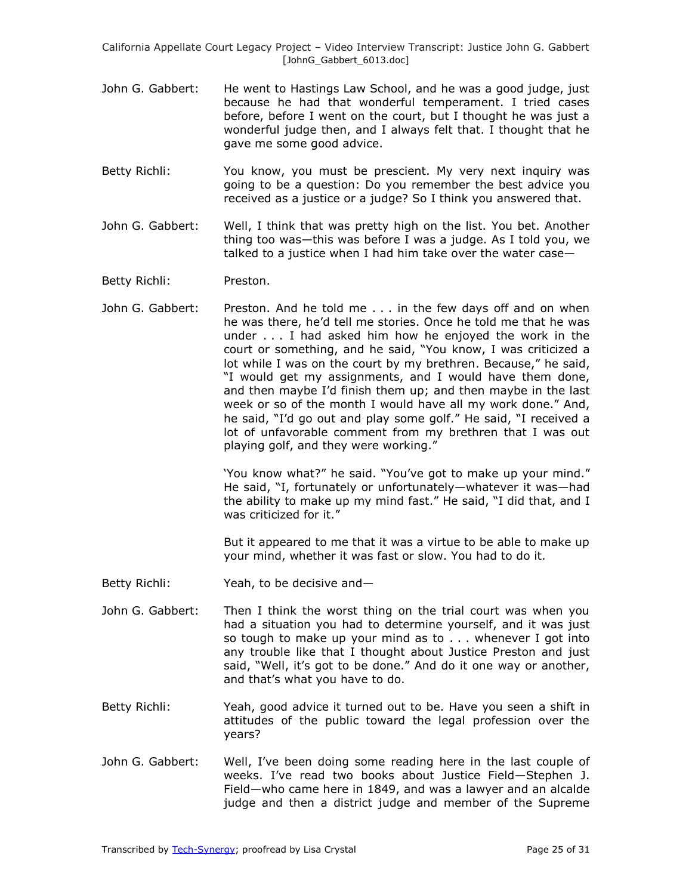John G. Gabbert: He went to Hastings Law School, and he was a good judge, just because he had that wonderful temperament. I tried cases before, before I went on the court, but I thought he was just a wonderful judge then, and I always felt that. I thought that he gave me some good advice.

Betty Richli: You know, you must be prescient. My very next inquiry was going to be a question: Do you remember the best advice you received as a justice or a judge? So I think you answered that.

John G. Gabbert: Well, I think that was pretty high on the list. You bet. Another thing too was—this was before I was a judge. As I told you, we talked to a justice when I had him take over the water case—

Betty Richli: Preston.

John G. Gabbert: Preston. And he told me . . . in the few days off and on when he was there, he'd tell me stories. Once he told me that he was under . . . I had asked him how he enjoyed the work in the court or something, and he said, "You know, I was criticized a lot while I was on the court by my brethren. Because," he said, "I would get my assignments, and I would have them done, and then maybe I'd finish them up; and then maybe in the last week or so of the month I would have all my work done." And, he said, "I'd go out and play some golf." He said, "I received a lot of unfavorable comment from my brethren that I was out playing golf, and they were working."

'You know what?" he said. "You've got to make up your mind." He said, "I, fortunately or unfortunately—whatever it was—had the ability to make up my mind fast." He said, "I did that, and I was criticized for it."

But it appeared to me that it was a virtue to be able to make up your mind, whether it was fast or slow. You had to do it.

Betty Richli: Yeah, to be decisive and—

John G. Gabbert: Then I think the worst thing on the trial court was when you had a situation you had to determine yourself, and it was just so tough to make up your mind as to . . . whenever I got into any trouble like that I thought about Justice Preston and just said, "Well, it's got to be done." And do it one way or another, and that's what you have to do.

Betty Richli: Yeah, good advice it turned out to be. Have you seen a shift in attitudes of the public toward the legal profession over the years?

John G. Gabbert: Well, I've been doing some reading here in the last couple of weeks. I've read two books about Justice Field—Stephen J. Field—who came here in 1849, and was a lawyer and an alcalde judge and then a district judge and member of the Supreme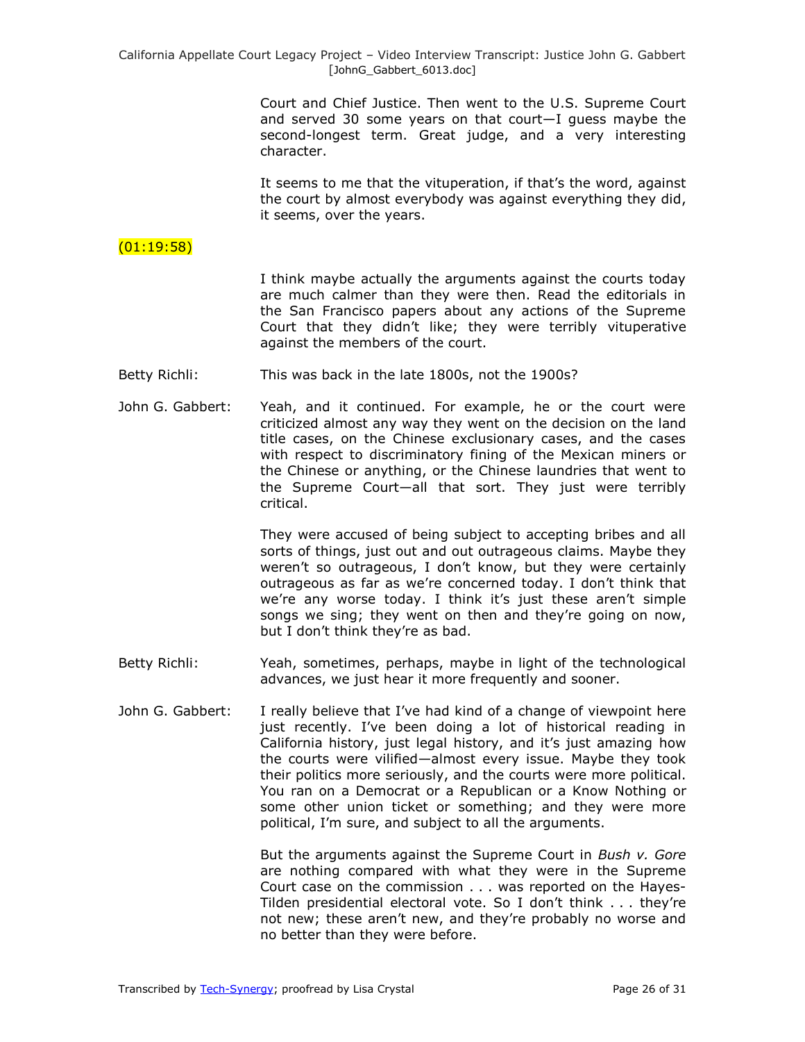Court and Chief Justice. Then went to the U.S. Supreme Court and served 30 some years on that court—I guess maybe the second-longest term. Great judge, and a very interesting character.

It seems to me that the vituperation, if that's the word, against the court by almost everybody was against everything they did, it seems, over the years.

(01:19:58)

I think maybe actually the arguments against the courts today are much calmer than they were then. Read the editorials in the San Francisco papers about any actions of the Supreme Court that they didn't like; they were terribly vituperative against the members of the court.

Betty Richli: This was back in the late 1800s, not the 1900s?

John G. Gabbert: Yeah, and it continued. For example, he or the court were criticized almost any way they went on the decision on the land title cases, on the Chinese exclusionary cases, and the cases with respect to discriminatory fining of the Mexican miners or the Chinese or anything, or the Chinese laundries that went to the Supreme Court—all that sort. They just were terribly critical.

They were accused of being subject to accepting bribes and all sorts of things, just out and out outrageous claims. Maybe they weren't so outrageous, I don't know, but they were certainly outrageous as far as we're concerned today. I don't think that we're any worse today. I think it's just these aren't simple songs we sing; they went on then and they're going on now, but I don't think they're as bad.

Betty Richli: Yeah, sometimes, perhaps, maybe in light of the technological advances, we just hear it more frequently and sooner.

John G. Gabbert: I really believe that I've had kind of a change of viewpoint here just recently. I've been doing a lot of historical reading in California history, just legal history, and it's just amazing how the courts were vilified—almost every issue. Maybe they took their politics more seriously, and the courts were more political. You ran on a Democrat or a Republican or a Know Nothing or some other union ticket or something; and they were more political, I'm sure, and subject to all the arguments.

But the arguments against the Supreme Court in *Bush v. Gore* are nothing compared with what they were in the Supreme Court case on the commission . . . was reported on the Hayes-Tilden presidential electoral vote. So I don't think . . . they're not new; these aren't new, and they're probably no worse and no better than they were before.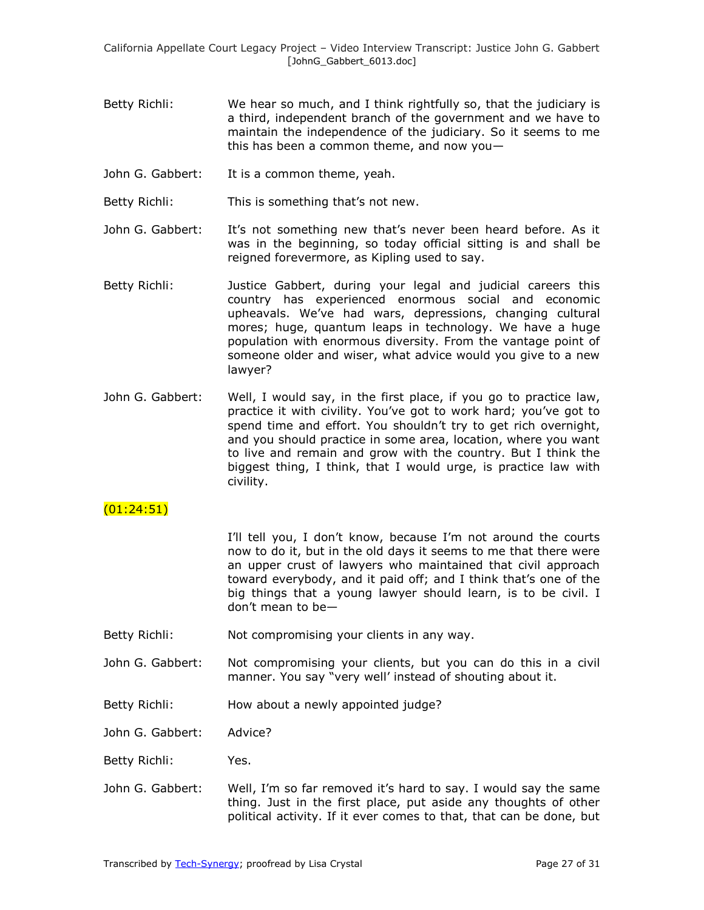Betty Richli: We hear so much, and I think rightfully so, that the judiciary is a third, independent branch of the government and we have to maintain the independence of the judiciary. So it seems to me this has been a common theme, and now you—

John G. Gabbert: It is a common theme, yeah.

Betty Richli: This is something that's not new.

John G. Gabbert: It's not something new that's never been heard before. As it was in the beginning, so today official sitting is and shall be reigned forevermore, as Kipling used to say.

Betty Richli: Justice Gabbert, during your legal and judicial careers this country has experienced enormous social and economic upheavals. We've had wars, depressions, changing cultural mores; huge, quantum leaps in technology. We have a huge population with enormous diversity. From the vantage point of someone older and wiser, what advice would you give to a new lawyer?

John G. Gabbert: Well, I would say, in the first place, if you go to practice law, practice it with civility. You've got to work hard; you've got to spend time and effort. You shouldn't try to get rich overnight, and you should practice in some area, location, where you want to live and remain and grow with the country. But I think the biggest thing, I think, that I would urge, is practice law with civility.

(01:24:51)

I'll tell you, I don't know, because I'm not around the courts now to do it, but in the old days it seems to me that there were an upper crust of lawyers who maintained that civil approach toward everybody, and it paid off; and I think that's one of the big things that a young lawyer should learn, is to be civil. I don't mean to be—

Betty Richli: Not compromising your clients in any way.

John G. Gabbert: Not compromising your clients, but you can do this in a civil manner. You say "very well' instead of shouting about it.

Betty Richli: How about a newly appointed judge?

John G. Gabbert: Advice?

Betty Richli: Yes.

John G. Gabbert: Well, I'm so far removed it's hard to say. I would say the same thing. Just in the first place, put aside any thoughts of other political activity. If it ever comes to that, that can be done, but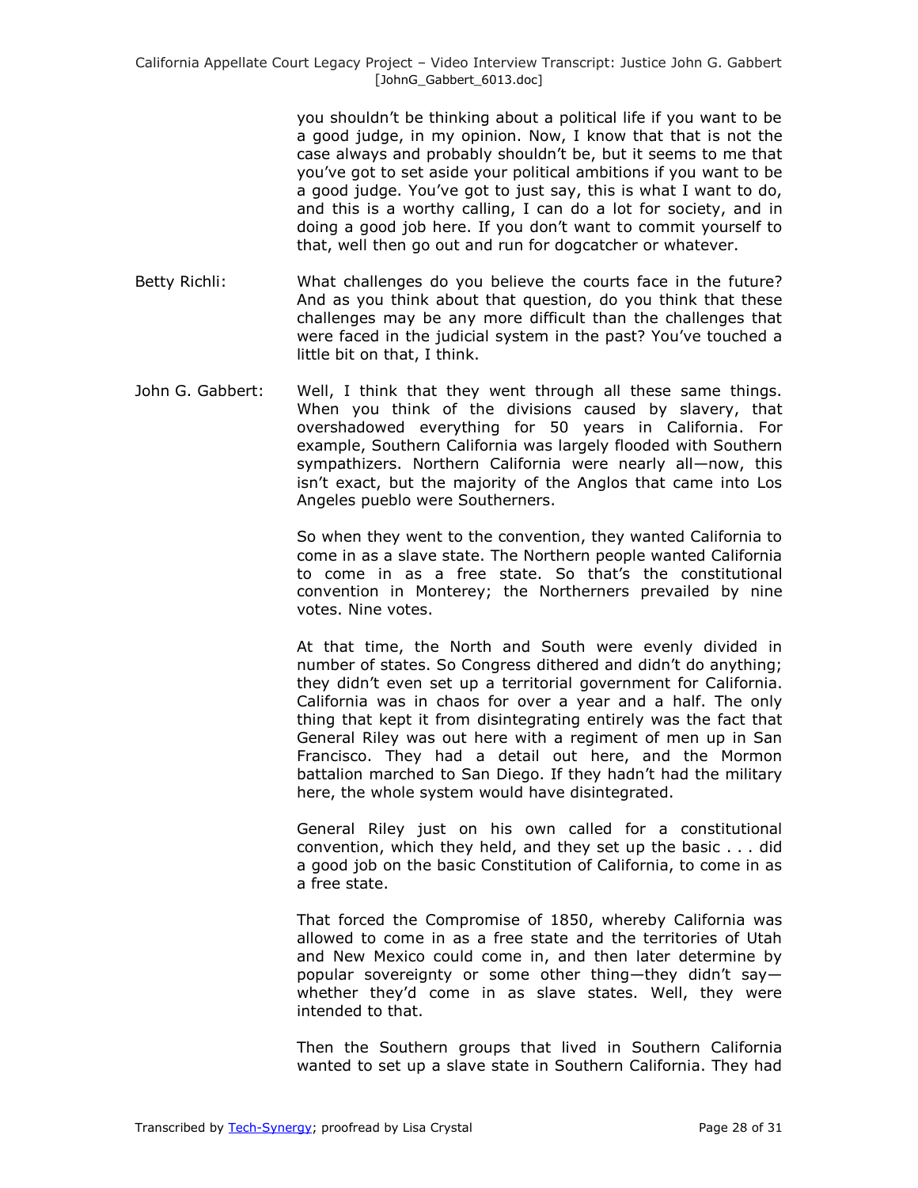you shouldn't be thinking about a political life if you want to be a good judge, in my opinion. Now, I know that that is not the case always and probably shouldn't be, but it seems to me that you've got to set aside your political ambitions if you want to be a good judge. You've got to just say, this is what I want to do, and this is a worthy calling, I can do a lot for society, and in doing a good job here. If you don't want to commit yourself to that, well then go out and run for dogcatcher or whatever.

Betty Richli: What challenges do you believe the courts face in the future? And as you think about that question, do you think that these challenges may be any more difficult than the challenges that were faced in the judicial system in the past? You've touched a little bit on that, I think.

John G. Gabbert: Well, I think that they went through all these same things. When you think of the divisions caused by slavery, that overshadowed everything for 50 years in California. For example, Southern California was largely flooded with Southern sympathizers. Northern California were nearly all—now, this isn't exact, but the majority of the Anglos that came into Los Angeles pueblo were Southerners.

So when they went to the convention, they wanted California to come in as a slave state. The Northern people wanted California to come in as a free state. So that's the constitutional convention in Monterey; the Northerners prevailed by nine votes. Nine votes.

At that time, the North and South were evenly divided in number of states. So Congress dithered and didn't do anything; they didn't even set up a territorial government for California. California was in chaos for over a year and a half. The only thing that kept it from disintegrating entirely was the fact that General Riley was out here with a regiment of men up in San Francisco. They had a detail out here, and the Mormon battalion marched to San Diego. If they hadn't had the military here, the whole system would have disintegrated.

General Riley just on his own called for a constitutional convention, which they held, and they set up the basic . . . did a good job on the basic Constitution of California, to come in as a free state.

That forced the Compromise of 1850, whereby California was allowed to come in as a free state and the territories of Utah and New Mexico could come in, and then later determine by popular sovereignty or some other thing—they didn't say—whether they'd come in as slave states. Well, they were intended to that.

Then the Southern groups that lived in Southern California wanted to set up a slave state in Southern California. They had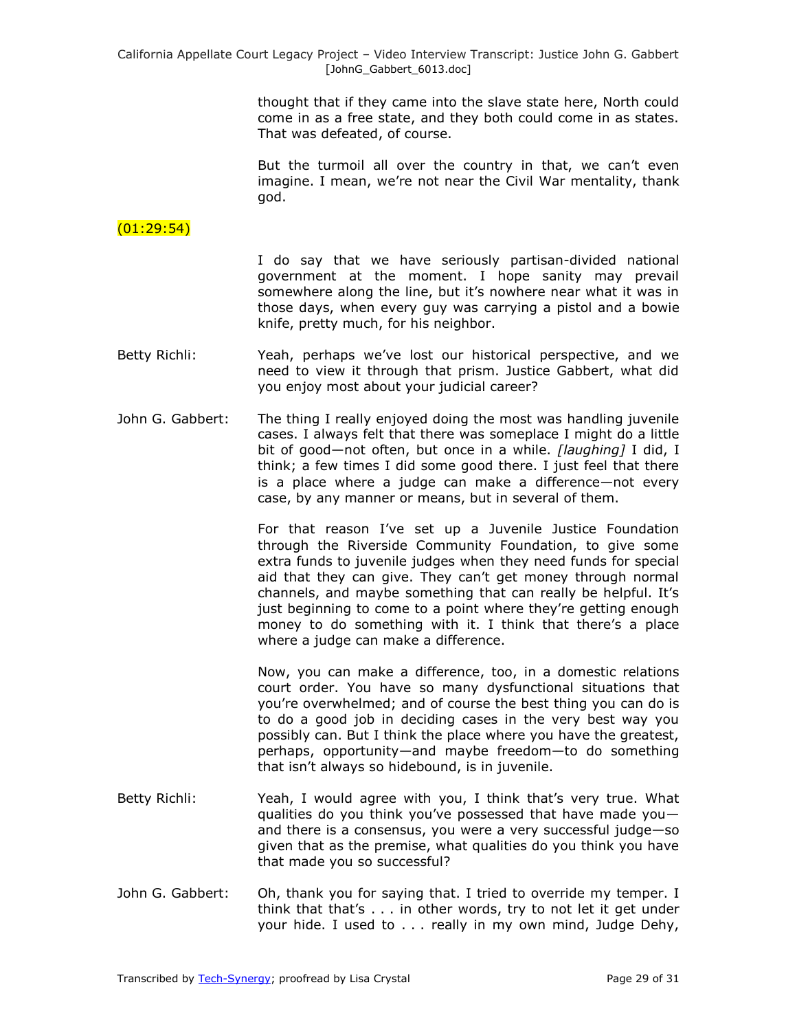thought that if they came into the slave state here, North could come in as a free state, and they both could come in as states. That was defeated, of course.

But the turmoil all over the country in that, we can't even imagine. I mean, we're not near the Civil War mentality, thank god.

(01:29:54)

I do say that we have seriously partisan-divided national government at the moment. I hope sanity may prevail somewhere along the line, but it's nowhere near what it was in those days, when every guy was carrying a pistol and a bowie knife, pretty much, for his neighbor.

Betty Richli: Yeah, perhaps we've lost our historical perspective, and we need to view it through that prism. Justice Gabbert, what did you enjoy most about your judicial career?

John G. Gabbert: The thing I really enjoyed doing the most was handling juvenile cases. I always felt that there was someplace I might do a little bit of good—not often, but once in a while. *[laughing]* I did, I think; a few times I did some good there. I just feel that there is a place where a judge can make a difference—not every case, by any manner or means, but in several of them.

For that reason I've set up a Juvenile Justice Foundation through the Riverside Community Foundation, to give some extra funds to juvenile judges when they need funds for special aid that they can give. They can't get money through normal channels, and maybe something that can really be helpful. It's just beginning to come to a point where they're getting enough money to do something with it. I think that there's a place where a judge can make a difference.

Now, you can make a difference, too, in a domestic relations court order. You have so many dysfunctional situations that you're overwhelmed; and of course the best thing you can do is to do a good job in deciding cases in the very best way you possibly can. But I think the place where you have the greatest, perhaps, opportunity—and maybe freedom—to do something that isn't always so hidebound, is in juvenile.

Betty Richli: Yeah, I would agree with you, I think that's very true. What qualities do you think you've possessed that have made you—and there is a consensus, you were a very successful judge—so given that as the premise, what qualities do you think you have that made you so successful?

John G. Gabbert: Oh, thank you for saying that. I tried to override my temper. I think that that's . . . in other words, try to not let it get under your hide. I used to . . . really in my own mind, Judge Dehy,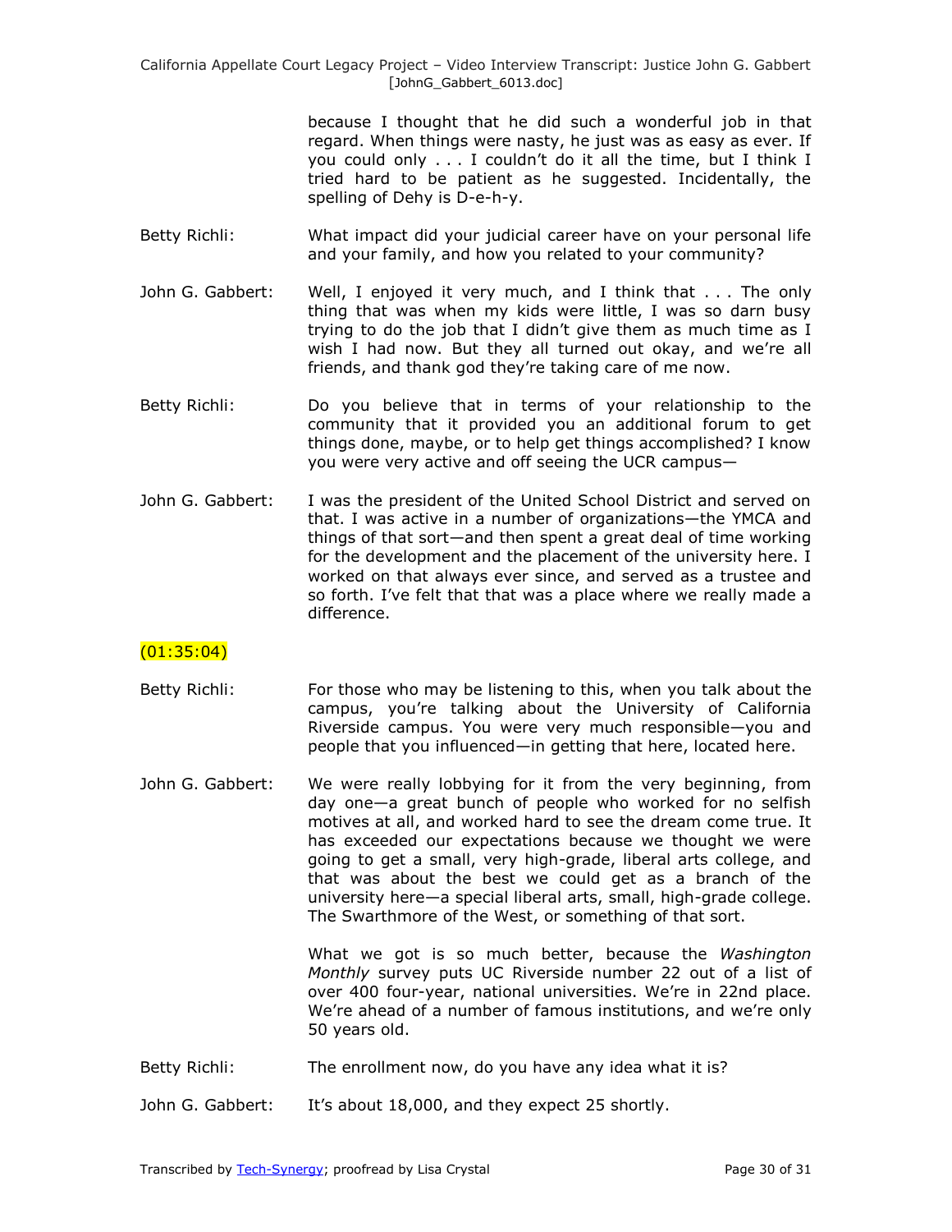because I thought that he did such a wonderful job in that regard. When things were nasty, he just was as easy as ever. If you could only . . . I couldn't do it all the time, but I think I tried hard to be patient as he suggested. Incidentally, the spelling of Dehy is D-e-h-y.

Betty Richli: What impact did your judicial career have on your personal life and your family, and how you related to your community?

John G. Gabbert: Well, I enjoyed it very much, and I think that . . . The only thing that was when my kids were little, I was so darn busy trying to do the job that I didn't give them as much time as I wish I had now. But they all turned out okay, and we're all friends, and thank god they're taking care of me now.

Betty Richli: Do you believe that in terms of your relationship to the community that it provided you an additional forum to get things done, maybe, or to help get things accomplished? I know you were very active and off seeing the UCR campus—

John G. Gabbert: I was the president of the United School District and served on that. I was active in a number of organizations—the YMCA and things of that sort—and then spent a great deal of time working for the development and the placement of the university here. I worked on that always ever since, and served as a trustee and so forth. I've felt that that was a place where we really made a difference.

(01:35:04)

Betty Richli: For those who may be listening to this, when you talk about the campus, you're talking about the University of California Riverside campus. You were very much responsible—you and people that you influenced—in getting that here, located here.

John G. Gabbert: We were really lobbying for it from the very beginning, from day one—a great bunch of people who worked for no selfish motives at all, and worked hard to see the dream come true. It has exceeded our expectations because we thought we were going to get a small, very high-grade, liberal arts college, and that was about the best we could get as a branch of the university here—a special liberal arts, small, high-grade college. The Swarthmore of the West, or something of that sort.

What we got is so much better, because the *Washington Monthly* survey puts UC Riverside number 22 out of a list of over 400 four-year, national universities. We're in 22nd place. We're ahead of a number of famous institutions, and we're only 50 years old.

Betty Richli: The enrollment now, do you have any idea what it is?

John G. Gabbert: It's about 18,000, and they expect 25 shortly.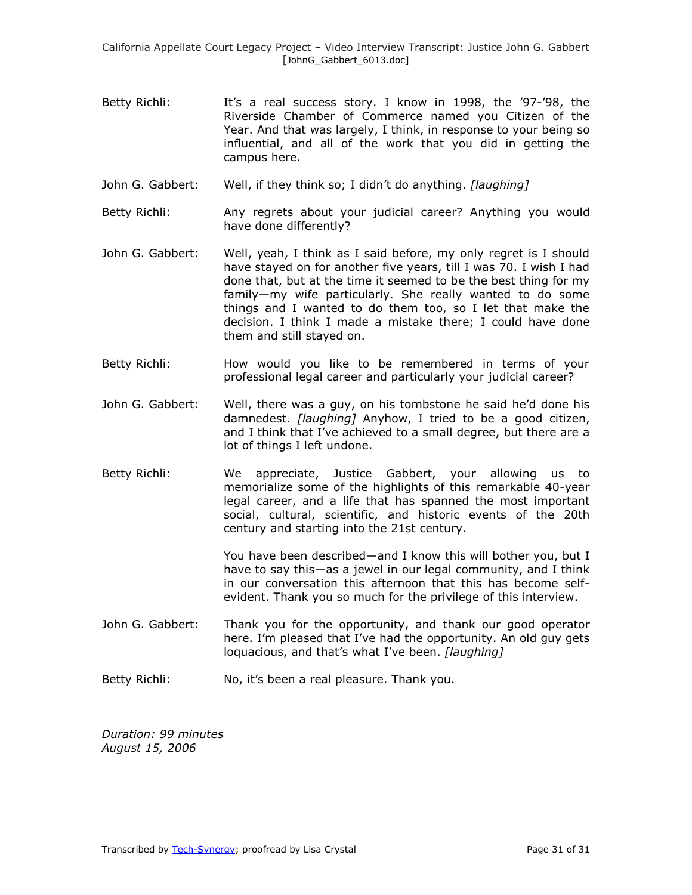Betty Richli: It's a real success story. I know in 1998, the '97-'98, the Riverside Chamber of Commerce named you Citizen of the Year. And that was largely, I think, in response to your being so influential, and all of the work that you did in getting the campus here.

John G. Gabbert: Well, if they think so; I didn't do anything. *[laughing]*

Betty Richli: Any regrets about your judicial career? Anything you would have done differently?

John G. Gabbert: Well, yeah, I think as I said before, my only regret is I should have stayed on for another five years, till I was 70. I wish I had done that, but at the time it seemed to be the best thing for my family—my wife particularly. She really wanted to do some things and I wanted to do them too, so I let that make the decision. I think I made a mistake there; I could have done them and still stayed on.

Betty Richli: How would you like to be remembered in terms of your professional legal career and particularly your judicial career?

John G. Gabbert: Well, there was a guy, on his tombstone he said he'd done his damnedest. *[laughing]* Anyhow, I tried to be a good citizen, and I think that I've achieved to a small degree, but there are a lot of things I left undone.

Betty Richli: We appreciate, Justice Gabbert, your allowing us to memorialize some of the highlights of this remarkable 40-year legal career, and a life that has spanned the most important social, cultural, scientific, and historic events of the 20th century and starting into the 21st century.

You have been described—and I know this will bother you, but I have to say this—as a jewel in our legal community, and I think in our conversation this afternoon that this has become self-evident. Thank you so much for the privilege of this interview.

John G. Gabbert: Thank you for the opportunity, and thank our good operator here. I'm pleased that I've had the opportunity. An old guy gets loquacious, and that's what I've been. *[laughing]*

Betty Richli: No, it's been a real pleasure. Thank you.

*Duration: 99 minutes*
*August 15, 2006*